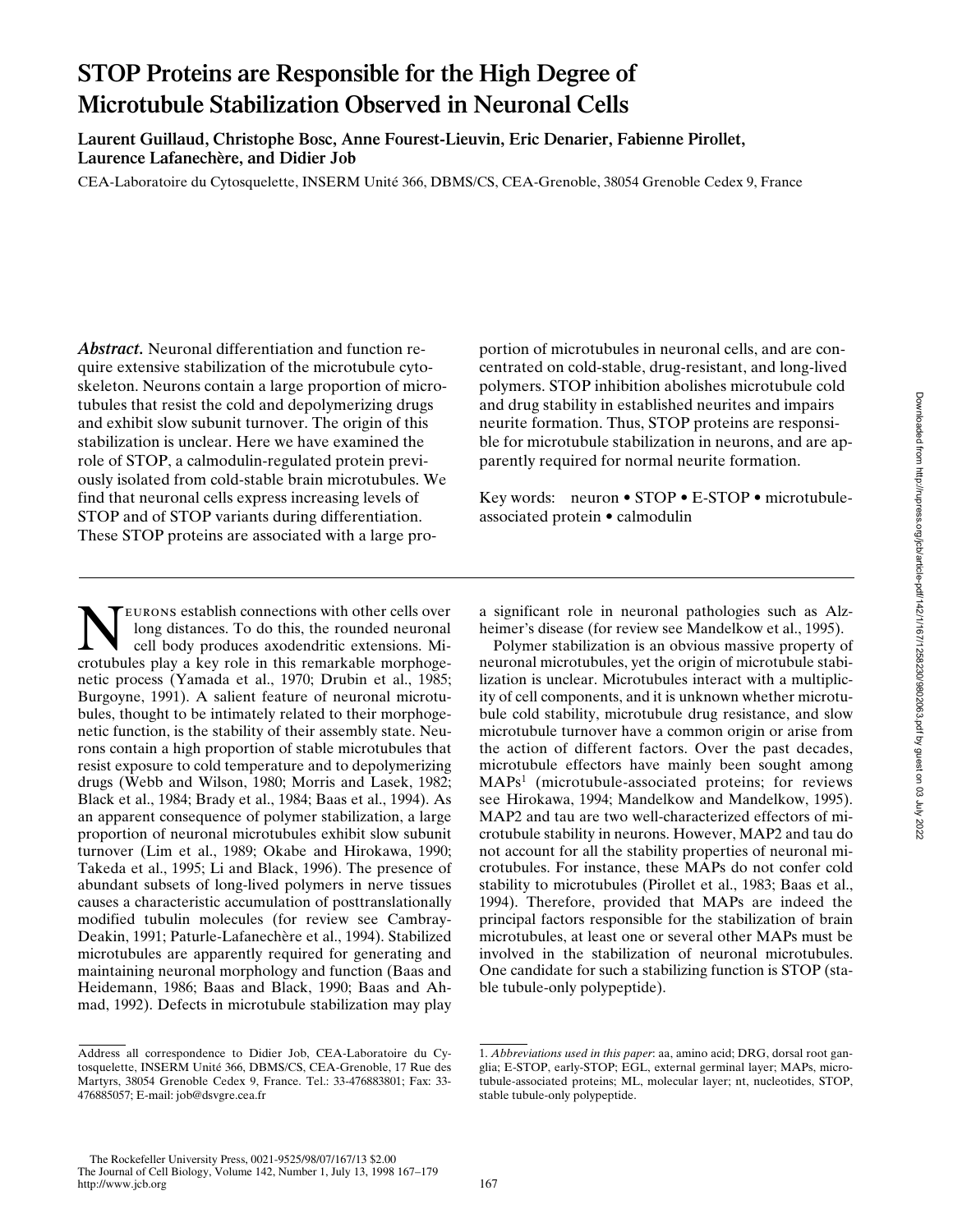# STOP Proteins are Responsible for the High Degree of Microtubule Stabilization Observed in Neuronal Cells

**Laurent Guillaud, Christophe Bosc, Anne Fourest-Lieuvin, Eric Denarier, Fabienne Pirollet, Laurence Lafanechère, and Didier Job**

CEA-Laboratoire du Cytosquelette, INSERM Unité 366, DBMS/CS, CEA-Grenoble, 38054 Grenoble Cedex 9, France

***Abstract.*** Neuronal differentiation and function require extensive stabilization of the microtubule cytoskeleton. Neurons contain a large proportion of microtubules that resist the cold and depolymerizing drugs and exhibit slow subunit turnover. The origin of this stabilization is unclear. Here we have examined the role of STOP, a calmodulin-regulated protein previously isolated from cold-stable brain microtubules. We find that neuronal cells express increasing levels of STOP and of STOP variants during differentiation. These STOP proteins are associated with a large proportion of microtubules in neuronal cells, and are concentrated on cold-stable, drug-resistant, and long-lived polymers. STOP inhibition abolishes microtubule cold and drug stability in established neurites and impairs neurite formation. Thus, STOP proteins are responsible for microtubule stabilization in neurons, and are apparently required for normal neurite formation.

Key words: neuron • STOP • E-STOP • microtubule-associated protein • calmodulin

Neurons establish connections with other cells over long distances. To do this, the rounded neuronal cell body produces axodendritic extensions. Microtubules play a key role in this remarkable morphogenetic process (Yamada et al., 1970; Drubin et al., 1985; Burgoyne, 1991). A salient feature of neuronal microtubules, thought to be intimately related to their morphogenetic function, is the stability of their assembly state. Neurons contain a high proportion of stable microtubules that resist exposure to cold temperature and to depolymerizing drugs (Webb and Wilson, 1980; Morris and Lasek, 1982; Black et al., 1984; Brady et al., 1984; Baas et al., 1994). As an apparent consequence of polymer stabilization, a large proportion of neuronal microtubules exhibit slow subunit turnover (Lim et al., 1989; Okabe and Hirokawa, 1990; Takeda et al., 1995; Li and Black, 1996). The presence of abundant subsets of long-lived polymers in nerve tissues causes a characteristic accumulation of posttranslationally modified tubulin molecules (for review see Cambray-Deakin, 1991; Paturle-Lafanechère et al., 1994). Stabilized microtubules are apparently required for generating and maintaining neuronal morphology and function (Baas and Heidemann, 1986; Baas and Black, 1990; Baas and Ahmad, 1992). Defects in microtubule stabilization may play a significant role in neuronal pathologies such as Alzheimer's disease (for review see Mandelkow et al., 1995).

Polymer stabilization is an obvious massive property of neuronal microtubules, yet the origin of microtubule stabilization is unclear. Microtubules interact with a multiplicity of cell components, and it is unknown whether microtubule cold stability, microtubule drug resistance, and slow microtubule turnover have a common origin or arise from the action of different factors. Over the past decades, microtubule effectors have mainly been sought among MAPs[1] (microtubule-associated proteins; for reviews see Hirokawa, 1994; Mandelkow and Mandelkow, 1995). MAP2 and tau are two well-characterized effectors of microtubule stability in neurons. However, MAP2 and tau do not account for all the stability properties of neuronal microtubules. For instance, these MAPs do not confer cold stability to microtubules (Pirollet et al., 1983; Baas et al., 1994). Therefore, provided that MAPs are indeed the principal factors responsible for the stabilization of brain microtubules, at least one or several other MAPs must be involved in the stabilization of neuronal microtubules. One candidate for such a stabilizing function is STOP (stable tubule-only polypeptide).

Address all correspondence to Didier Job, CEA-Laboratoire du Cytosquelette, INSERM Unité 366, DBMS/CS, CEA-Grenoble, 17 Rue des Martyrs, 38054 Grenoble Cedex 9, France. Tel.: 33-476883801; Fax: 33-476885057; E-mail: job@dsvgre.cea.fr

1. *Abbreviations used in this paper*: aa, amino acid; DRG, dorsal root ganglia; E-STOP, early-STOP; EGL, external germinal layer; MAPs, microtubule-associated proteins; ML, molecular layer; nt, nucleotides, STOP, stable tubule-only polypeptide.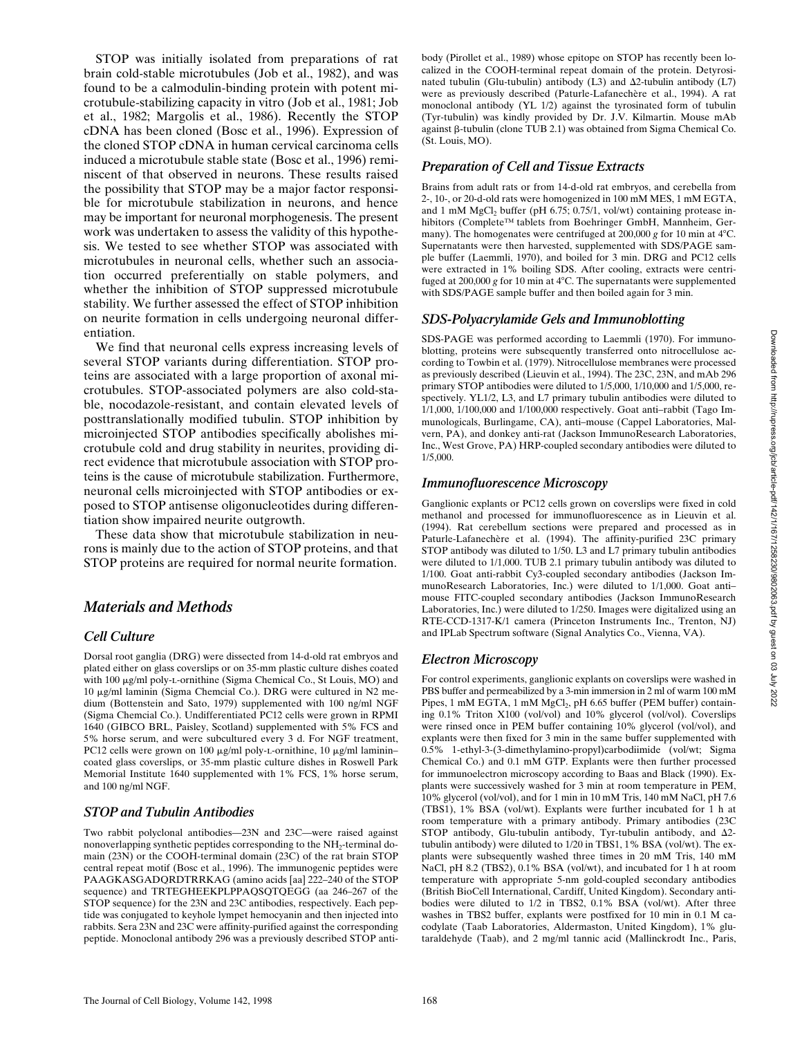STOP was initially isolated from preparations of rat brain cold-stable microtubules (Job et al., 1982), and was found to be a calmodulin-binding protein with potent microtubule-stabilizing capacity in vitro (Job et al., 1981; Job et al., 1982; Margolis et al., 1986). Recently the STOP cDNA has been cloned (Bosc et al., 1996). Expression of the cloned STOP cDNA in human cervical carcinoma cells induced a microtubule stable state (Bosc et al., 1996) reminiscent of that observed in neurons. These results raised the possibility that STOP may be a major factor responsible for microtubule stabilization in neurons, and hence may be important for neuronal morphogenesis. The present work was undertaken to assess the validity of this hypothesis. We tested to see whether STOP was associated with microtubules in neuronal cells, whether such an association occurred preferentially on stable polymers, and whether the inhibition of STOP suppressed microtubule stability. We further assessed the effect of STOP inhibition on neurite formation in cells undergoing neuronal differentiation.

We find that neuronal cells express increasing levels of several STOP variants during differentiation. STOP proteins are associated with a large proportion of axonal microtubules. STOP-associated polymers are also cold-stable, nocodazole-resistant, and contain elevated levels of posttranslationally modified tubulin. STOP inhibition by microinjected STOP antibodies specifically abolishes microtubule cold and drug stability in neurites, providing direct evidence that microtubule association with STOP proteins is the cause of microtubule stabilization. Furthermore, neuronal cells microinjected with STOP antibodies or exposed to STOP antisense oligonucleotides during differentiation show impaired neurite outgrowth.

These data show that microtubule stabilization in neurons is mainly due to the action of STOP proteins, and that STOP proteins are required for normal neurite formation.

# *Materials and Methods*

## *Cell Culture*

Dorsal root ganglia (DRG) were dissected from 14-d-old rat embryos and plated either on glass coverslips or on 35-mm plastic culture dishes coated with 100 μg/ml poly-L-ornithine (Sigma Chemical Co., St Louis, MO) and 10 μg/ml laminin (Sigma Chemcial Co.). DRG were cultured in N2 medium (Bottenstein and Sato, 1979) supplemented with 100 ng/ml NGF (Sigma Chemcial Co.). Undifferentiated PC12 cells were grown in RPMI 1640 (GIBCO BRL, Paisley, Scotland) supplemented with 5% FCS and 5% horse serum, and were subcultured every 3 d. For NGF treatment, PC12 cells were grown on 100 μg/ml poly-L-ornithine, 10 μg/ml laminin–coated glass coverslips, or 35-mm plastic culture dishes in Roswell Park Memorial Institute 1640 supplemented with 1% FCS, 1% horse serum, and 100 ng/ml NGF.

## *STOP and Tubulin Antibodies*

Two rabbit polyclonal antibodies—23N and 23C—were raised against nonoverlapping synthetic peptides corresponding to the $NH_2$-terminal domain (23N) or the COOH-terminal domain (23C) of the rat brain STOP central repeat motif (Bosc et al., 1996). The immunogenic peptides were PAAGKASGADQRDTRRKAG (amino acids [aa] 222–240 of the STOP sequence) and TRTEGHEEKPLPPAQSQTQEGG (aa 246–267 of the STOP sequence) for the 23N and 23C antibodies, respectively. Each peptide was conjugated to keyhole lympet hemocyanin and then injected into rabbits. Sera 23N and 23C were affinity-purified against the corresponding peptide. Monoclonal antibody 296 was a previously described STOP antibody (Pirollet et al., 1989) whose epitope on STOP has recently been localized in the COOH-terminal repeat domain of the protein. Detyrosinated tubulin (Glu-tubulin) antibody (L3) and Δ2-tubulin antibody (L7) were as previously described (Paturle-Lafanechère et al., 1994). A rat monoclonal antibody (YL 1/2) against the tyrosinated form of tubulin (Tyr-tubulin) was kindly provided by Dr. J.V. Kilmartin. Mouse mAb against β-tubulin (clone TUB 2.1) was obtained from Sigma Chemical Co. (St. Louis, MO).

## *Preparation of Cell and Tissue Extracts*

Brains from adult rats or from 14-d-old rat embryos, and cerebella from 2-, 10-, or 20-d-old rats were homogenized in 100 mM MES, 1 mM EGTA, and 1 mM $MgCl_2$ buffer (pH 6.75; 0.75/1, vol/wt) containing protease inhibitors (Complete™ tablets from Boehringer GmbH, Mannheim, Germany). The homogenates were centrifuged at 200,000 *g* for 10 min at 4°C. Supernatants were then harvested, supplemented with SDS/PAGE sample buffer (Laemmli, 1970), and boiled for 3 min. DRG and PC12 cells were extracted in 1% boiling SDS. After cooling, extracts were centrifuged at 200,000 *g* for 10 min at 4°C. The supernatants were supplemented with SDS/PAGE sample buffer and then boiled again for 3 min.

## *SDS-Polyacrylamide Gels and Immunoblotting*

SDS-PAGE was performed according to Laemmli (1970). For immunoblotting, proteins were subsequently transferred onto nitrocellulose according to Towbin et al. (1979). Nitrocellulose membranes were processed as previously described (Lieuvin et al., 1994). The 23C, 23N, and mAb 296 primary STOP antibodies were diluted to 1/5,000, 1/10,000 and 1/5,000, respectively. YL1/2, L3, and L7 primary tubulin antibodies were diluted to 1/1,000, 1/100,000 and 1/100,000 respectively. Goat anti–rabbit (Tago Immunologicals, Burlingame, CA), anti–mouse (Cappel Laboratories, Malvern, PA), and donkey anti-rat (Jackson ImmunoResearch Laboratories, Inc., West Grove, PA) HRP-coupled secondary antibodies were diluted to 1/5,000.

## *Immunofluorescence Microscopy*

Ganglionic explants or PC12 cells grown on coverslips were fixed in cold methanol and processed for immunofluorescence as in Lieuvin et al. (1994). Rat cerebellum sections were prepared and processed as in Paturle-Lafanechère et al. (1994). The affinity-purified 23C primary STOP antibody was diluted to 1/50. L3 and L7 primary tubulin antibodies were diluted to 1/1,000. TUB 2.1 primary tubulin antibody was diluted to 1/100. Goat anti-rabbit Cy3-coupled secondary antibodies (Jackson ImmunoResearch Laboratories, Inc.) were diluted to 1/1,000. Goat anti–mouse FITC-coupled secondary antibodies (Jackson ImmunoResearch Laboratories, Inc.) were diluted to 1/250. Images were digitalized using an RTE-CCD-1317-K/1 camera (Princeton Instruments Inc., Trenton, NJ) and IPLab Spectrum software (Signal Analytics Co., Vienna, VA).

## *Electron Microscopy*

For control experiments, ganglionic explants on coverslips were washed in PBS buffer and permeabilized by a 3-min immersion in 2 ml of warm 100 mM Pipes, 1 mM EGTA, 1 mM $MgCl_2$, pH 6.65 buffer (PEM buffer) containing 0.1% Triton X100 (vol/vol) and 10% glycerol (vol/vol). Coverslips were rinsed once in PEM buffer containing 10% glycerol (vol/vol), and explants were then fixed for 3 min in the same buffer supplemented with 0.5% 1-ethyl-3-(3-dimethylamino-propyl)carbodiimide (vol/wt; Sigma Chemical Co.) and 0.1 mM GTP. Explants were then further processed for immunoelectron microscopy according to Baas and Black (1990). Explants were successively washed for 3 min at room temperature in PEM, 10% glycerol (vol/vol), and for 1 min in 10 mM Tris, 140 mM NaCl, pH 7.6 (TBS1), 1% BSA (vol/wt). Explants were further incubated for 1 h at room temperature with a primary antibody. Primary antibodies (23C STOP antibody, Glu-tubulin antibody, Tyr-tubulin antibody, and Δ2-tubulin antibody) were diluted to 1/20 in TBS1, 1% BSA (vol/wt). The explants were subsequently washed three times in 20 mM Tris, 140 mM NaCl, pH 8.2 (TBS2), 0.1% BSA (vol/wt), and incubated for 1 h at room temperature with appropriate 5-nm gold-coupled secondary antibodies (British BioCell International, Cardiff, United Kingdom). Secondary antibodies were diluted to 1/2 in TBS2, 0.1% BSA (vol/wt). After three washes in TBS2 buffer, explants were postfixed for 10 min in 0.1 M cacodylate (Taab Laboratories, Aldermaston, United Kingdom), 1% glutaraldehyde (Taab), and 2 mg/ml tannic acid (Mallinckrodt Inc., Paris,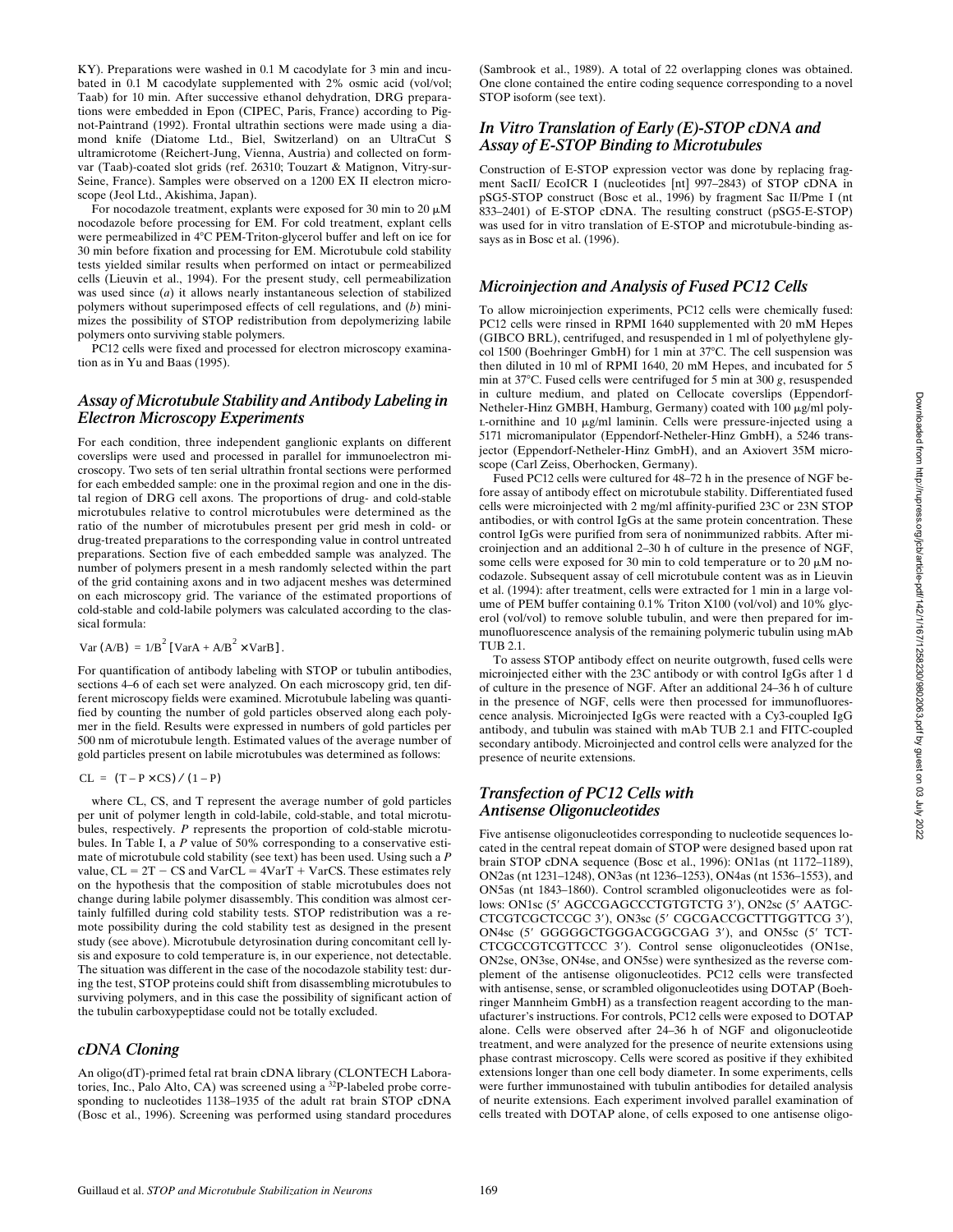KY). Preparations were washed in 0.1 M cacodylate for 3 min and incubated in 0.1 M cacodylate supplemented with 2% osmic acid (vol/vol; Taab) for 10 min. After successive ethanol dehydration, DRG preparations were embedded in Epon (CIPEC, Paris, France) according to Pignot-Paintrand (1992). Frontal ultrathin sections were made using a diamond knife (Diatome Ltd., Biel, Switzerland) on an UltraCut S ultramicrotome (Reichert-Jung, Vienna, Austria) and collected on formvar (Taab)-coated slot grids (ref. 26310; Touzart & Matignon, Vitry-sur-Seine, France). Samples were observed on a 1200 EX II electron microscope (Jeol Ltd., Akishima, Japan).

For nocodazole treatment, explants were exposed for 30 min to 20 μM nocodazole before processing for EM. For cold treatment, explant cells were permeabilized in 4°C PEM-Triton-glycerol buffer and left on ice for 30 min before fixation and processing for EM. Microtubule cold stability tests yielded similar results when performed on intact or permeabilized cells (Lieuvin et al., 1994). For the present study, cell permeabilization was used since (*a*) it allows nearly instantaneous selection of stabilized polymers without superimposed effects of cell regulations, and (*b*) minimizes the possibility of STOP redistribution from depolymerizing labile polymers onto surviving stable polymers.

PC12 cells were fixed and processed for electron microscopy examination as in Yu and Baas (1995).

## *Assay of Microtubule Stability and Antibody Labeling in Electron Microscopy Experiments*

For each condition, three independent ganglionic explants on different coverslips were used and processed in parallel for immunoelectron microscopy. Two sets of ten serial ultrathin frontal sections were performed for each embedded sample: one in the proximal region and one in the distal region of DRG cell axons. The proportions of drug- and cold-stable microtubules relative to control microtubules were determined as the ratio of the number of microtubules present per grid mesh in cold- or drug-treated preparations to the corresponding value in control untreated preparations. Section five of each embedded sample was analyzed. The number of polymers present in a mesh randomly selected within the part of the grid containing axons and in two adjacent meshes was determined on each microscopy grid. The variance of the estimated proportions of cold-stable and cold-labile polymers was calculated according to the classical formula:

$$\mathrm{Var}\,(A/B) = 1/B^2\,[\mathrm{Var}A + A/B^2 \times \mathrm{Var}B]\,.$$

For quantification of antibody labeling with STOP or tubulin antibodies, sections 4–6 of each set were analyzed. On each microscopy grid, ten different microscopy fields were examined. Microtubule labeling was quantified by counting the number of gold particles observed along each polymer in the field. Results were expressed in numbers of gold particles per 500 nm of microtubule length. Estimated values of the average number of gold particles present on labile microtubules was determined as follows:

$$\mathrm{CL} = (\mathrm{T} - \mathrm{P} \times \mathrm{CS}) / (1 - \mathrm{P})$$

where CL, CS, and T represent the average number of gold particles per unit of polymer length in cold-labile, cold-stable, and total microtubules, respectively. *P* represents the proportion of cold-stable microtubules. In Table I, a *P* value of 50% corresponding to a conservative estimate of microtubule cold stability (see text) has been used. Using such a *P* value, $\mathrm{CL} = 2\mathrm{T} - \mathrm{CS}$ and $\mathrm{VarCL} = 4\mathrm{VarT} + \mathrm{VarCS}$. These estimates rely on the hypothesis that the composition of stable microtubules does not change during labile polymer disassembly. This condition was almost certainly fulfilled during cold stability tests. STOP redistribution was a remote possibility during the cold stability test as designed in the present study (see above). Microtubule detyrosination during concomitant cell lysis and exposure to cold temperature is, in our experience, not detectable. The situation was different in the case of the nocodazole stability test: during the test, STOP proteins could shift from disassembling microtubules to surviving polymers, and in this case the possibility of significant action of the tubulin carboxypeptidase could not be totally excluded.

## *cDNA Cloning*

An oligo(dT)-primed fetal rat brain cDNA library (CLONTECH Laboratories, Inc., Palo Alto, CA) was screened using a $^{32}$P-labeled probe corresponding to nucleotides 1138–1935 of the adult rat brain STOP cDNA (Bosc et al., 1996). Screening was performed using standard procedures (Sambrook et al., 1989). A total of 22 overlapping clones was obtained. One clone contained the entire coding sequence corresponding to a novel STOP isoform (see text).

## *In Vitro Translation of Early (E)-STOP cDNA and Assay of E-STOP Binding to Microtubules*

Construction of E-STOP expression vector was done by replacing fragment SacII/ EcoICR I (nucleotides [nt] 997–2843) of STOP cDNA in pSG5-STOP construct (Bosc et al., 1996) by fragment Sac II/Pme I (nt 833–2401) of E-STOP cDNA. The resulting construct (pSG5-E-STOP) was used for in vitro translation of E-STOP and microtubule-binding assays as in Bosc et al. (1996).

## *Microinjection and Analysis of Fused PC12 Cells*

To allow microinjection experiments, PC12 cells were chemically fused: PC12 cells were rinsed in RPMI 1640 supplemented with 20 mM Hepes (GIBCO BRL), centrifuged, and resuspended in 1 ml of polyethylene glycol 1500 (Boehringer GmbH) for 1 min at 37°C. The cell suspension was then diluted in 10 ml of RPMI 1640, 20 mM Hepes, and incubated for 5 min at 37°C. Fused cells were centrifuged for 5 min at 300 *g*, resuspended in culture medium, and plated on Cellocate coverslips (Eppendorf-Netheler-Hinz GMBH, Hamburg, Germany) coated with 100 μg/ml poly-L-ornithine and 10 μg/ml laminin. Cells were pressure-injected using a 5171 micromanipulator (Eppendorf-Netheler-Hinz GmbH), a 5246 transjector (Eppendorf-Netheler-Hinz GmbH), and an Axiovert 35M microscope (Carl Zeiss, Oberhocken, Germany).

Fused PC12 cells were cultured for 48–72 h in the presence of NGF before assay of antibody effect on microtubule stability. Differentiated fused cells were microinjected with 2 mg/ml affinity-purified 23C or 23N STOP antibodies, or with control IgGs at the same protein concentration. These control IgGs were purified from sera of nonimmunized rabbits. After microinjection and an additional 2–30 h of culture in the presence of NGF, some cells were exposed for 30 min to cold temperature or to 20 μM nocodazole. Subsequent assay of cell microtubule content was as in Lieuvin et al. (1994): after treatment, cells were extracted for 1 min in a large volume of PEM buffer containing 0.1% Triton X100 (vol/vol) and 10% glycerol (vol/vol) to remove soluble tubulin, and were then prepared for immunofluorescence analysis of the remaining polymeric tubulin using mAb TUB 2.1.

To assess STOP antibody effect on neurite outgrowth, fused cells were microinjected either with the 23C antibody or with control IgGs after 1 d of culture in the presence of NGF. After an additional 24–36 h of culture in the presence of NGF, cells were then processed for immunofluorescence analysis. Microinjected IgGs were reacted with a Cy3-coupled IgG antibody, and tubulin was stained with mAb TUB 2.1 and FITC-coupled secondary antibody. Microinjected and control cells were analyzed for the presence of neurite extensions.

## *Transfection of PC12 Cells with Antisense Oligonucleotides*

Five antisense oligonucleotides corresponding to nucleotide sequences located in the central repeat domain of STOP were designed based upon rat brain STOP cDNA sequence (Bosc et al., 1996): ON1as (nt 1172–1189), ON2as (nt 1231–1248), ON3as (nt 1236–1253), ON4as (nt 1536–1553), and ON5as (nt 1843–1860). Control scrambled oligonucleotides were as follows: ON1sc (5′ AGCCGAGCCCTGTGTCTG 3′), ON2sc (5′ AATGCCTCGTCGCTCCGC 3′), ON3sc (5′ CGCGACCGCTTTGGTTCG 3′), ON4sc (5′ GGGGGCTGGGACGGCGAG 3′), and ON5sc (5′ TCTCTCGCCGTCGTTCCC 3′). Control sense oligonucleotides (ON1se, ON2se, ON3se, ON4se, and ON5se) were synthesized as the reverse complement of the antisense oligonucleotides. PC12 cells were transfected with antisense, sense, or scrambled oligonucleotides using DOTAP (Boehringer Mannheim GmbH) as a transfection reagent according to the manufacturer's instructions. For controls, PC12 cells were exposed to DOTAP alone. Cells were observed after 24–36 h of NGF and oligonucleotide treatment, and were analyzed for the presence of neurite extensions using phase contrast microscopy. Cells were scored as positive if they exhibited extensions longer than one cell body diameter. In some experiments, cells were further immunostained with tubulin antibodies for detailed analysis of neurite extensions. Each experiment involved parallel examination of cells treated with DOTAP alone, of cells exposed to one antisense oligo-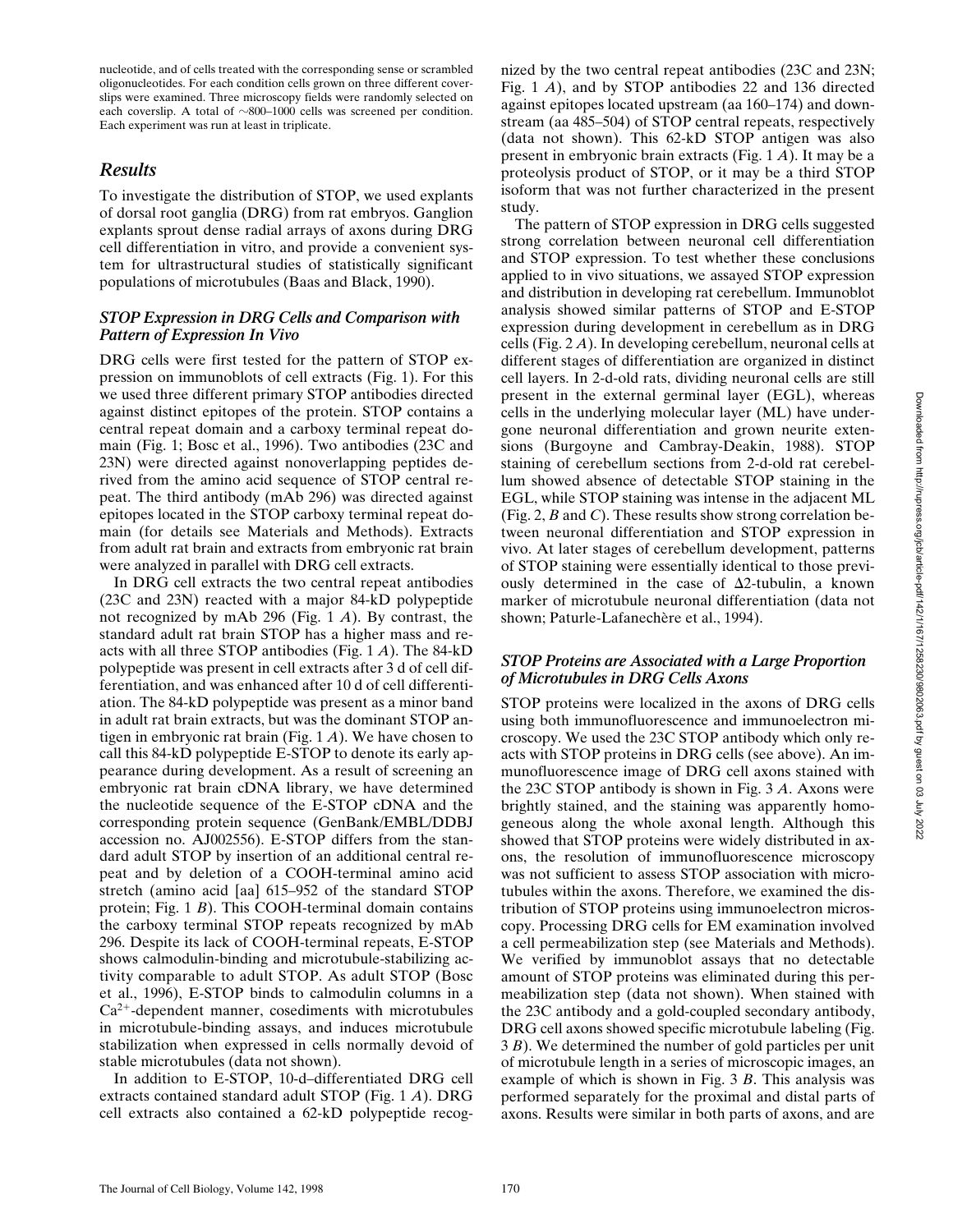nucleotide, and of cells treated with the corresponding sense or scrambled oligonucleotides. For each condition cells grown on three different coverslips were examined. Three microscopy fields were randomly selected on each coverslip. A total of ~800–1000 cells was screened per condition. Each experiment was run at least in triplicate.

## *Results*

To investigate the distribution of STOP, we used explants of dorsal root ganglia (DRG) from rat embryos. Ganglion explants sprout dense radial arrays of axons during DRG cell differentiation in vitro, and provide a convenient system for ultrastructural studies of statistically significant populations of microtubules (Baas and Black, 1990).

### *STOP Expression in DRG Cells and Comparison with Pattern of Expression In Vivo*

DRG cells were first tested for the pattern of STOP expression on immunoblots of cell extracts (Fig. 1). For this we used three different primary STOP antibodies directed against distinct epitopes of the protein. STOP contains a central repeat domain and a carboxy terminal repeat domain (Fig. 1; Bosc et al., 1996). Two antibodies (23C and 23N) were directed against nonoverlapping peptides derived from the amino acid sequence of STOP central repeat. The third antibody (mAb 296) was directed against epitopes located in the STOP carboxy terminal repeat domain (for details see Materials and Methods). Extracts from adult rat brain and extracts from embryonic rat brain were analyzed in parallel with DRG cell extracts.

In DRG cell extracts the two central repeat antibodies (23C and 23N) reacted with a major 84-kD polypeptide not recognized by mAb 296 (Fig. 1 *A*). By contrast, the standard adult rat brain STOP has a higher mass and reacts with all three STOP antibodies (Fig. 1 *A*). The 84-kD polypeptide was present in cell extracts after 3 d of cell differentiation, and was enhanced after 10 d of cell differentiation. The 84-kD polypeptide was present as a minor band in adult rat brain extracts, but was the dominant STOP antigen in embryonic rat brain (Fig. 1 *A*). We have chosen to call this 84-kD polypeptide E-STOP to denote its early appearance during development. As a result of screening an embryonic rat brain cDNA library, we have determined the nucleotide sequence of the E-STOP cDNA and the corresponding protein sequence (GenBank/EMBL/DDBJ accession no. AJ002556). E-STOP differs from the standard adult STOP by insertion of an additional central repeat and by deletion of a COOH-terminal amino acid stretch (amino acid [aa] 615–952 of the standard STOP protein; Fig. 1 *B*). This COOH-terminal domain contains the carboxy terminal STOP repeats recognized by mAb 296. Despite its lack of COOH-terminal repeats, E-STOP shows calmodulin-binding and microtubule-stabilizing activity comparable to adult STOP. As adult STOP (Bosc et al., 1996), E-STOP binds to calmodulin columns in a $Ca^{2+}$-dependent manner, cosediments with microtubules in microtubule-binding assays, and induces microtubule stabilization when expressed in cells normally devoid of stable microtubules (data not shown).

In addition to E-STOP, 10-d–differentiated DRG cell extracts contained standard adult STOP (Fig. 1 *A*). DRG cell extracts also contained a 62-kD polypeptide recognized by the two central repeat antibodies (23C and 23N; Fig. 1 *A*), and by STOP antibodies 22 and 136 directed against epitopes located upstream (aa 160–174) and downstream (aa 485–504) of STOP central repeats, respectively (data not shown). This 62-kD STOP antigen was also present in embryonic brain extracts (Fig. 1 *A*). It may be a proteolysis product of STOP, or it may be a third STOP isoform that was not further characterized in the present study.

The pattern of STOP expression in DRG cells suggested strong correlation between neuronal cell differentiation and STOP expression. To test whether these conclusions applied to in vivo situations, we assayed STOP expression and distribution in developing rat cerebellum. Immunoblot analysis showed similar patterns of STOP and E-STOP expression during development in cerebellum as in DRG cells (Fig. 2 *A*). In developing cerebellum, neuronal cells at different stages of differentiation are organized in distinct cell layers. In 2-d-old rats, dividing neuronal cells are still present in the external germinal layer (EGL), whereas cells in the underlying molecular layer (ML) have undergone neuronal differentiation and grown neurite extensions (Burgoyne and Cambray-Deakin, 1988). STOP staining of cerebellum sections from 2-d-old rat cerebellum showed absence of detectable STOP staining in the EGL, while STOP staining was intense in the adjacent ML (Fig. 2, *B* and *C*). These results show strong correlation between neuronal differentiation and STOP expression in vivo. At later stages of cerebellum development, patterns of STOP staining were essentially identical to those previously determined in the case of Δ2-tubulin, a known marker of microtubule neuronal differentiation (data not shown; Paturle-Lafanechère et al., 1994).

### *STOP Proteins are Associated with a Large Proportion of Microtubules in DRG Cells Axons*

STOP proteins were localized in the axons of DRG cells using both immunofluorescence and immunoelectron microscopy. We used the 23C STOP antibody which only reacts with STOP proteins in DRG cells (see above). An immunofluorescence image of DRG cell axons stained with the 23C STOP antibody is shown in Fig. 3 *A*. Axons were brightly stained, and the staining was apparently homogeneous along the whole axonal length. Although this showed that STOP proteins were widely distributed in axons, the resolution of immunofluorescence microscopy was not sufficient to assess STOP association with microtubules within the axons. Therefore, we examined the distribution of STOP proteins using immunoelectron microscopy. Processing DRG cells for EM examination involved a cell permeabilization step (see Materials and Methods). We verified by immunoblot assays that no detectable amount of STOP proteins was eliminated during this permeabilization step (data not shown). When stained with the 23C antibody and a gold-coupled secondary antibody, DRG cell axons showed specific microtubule labeling (Fig. 3 *B*). We determined the number of gold particles per unit of microtubule length in a series of microscopic images, an example of which is shown in Fig. 3 *B*. This analysis was performed separately for the proximal and distal parts of axons. Results were similar in both parts of axons, and are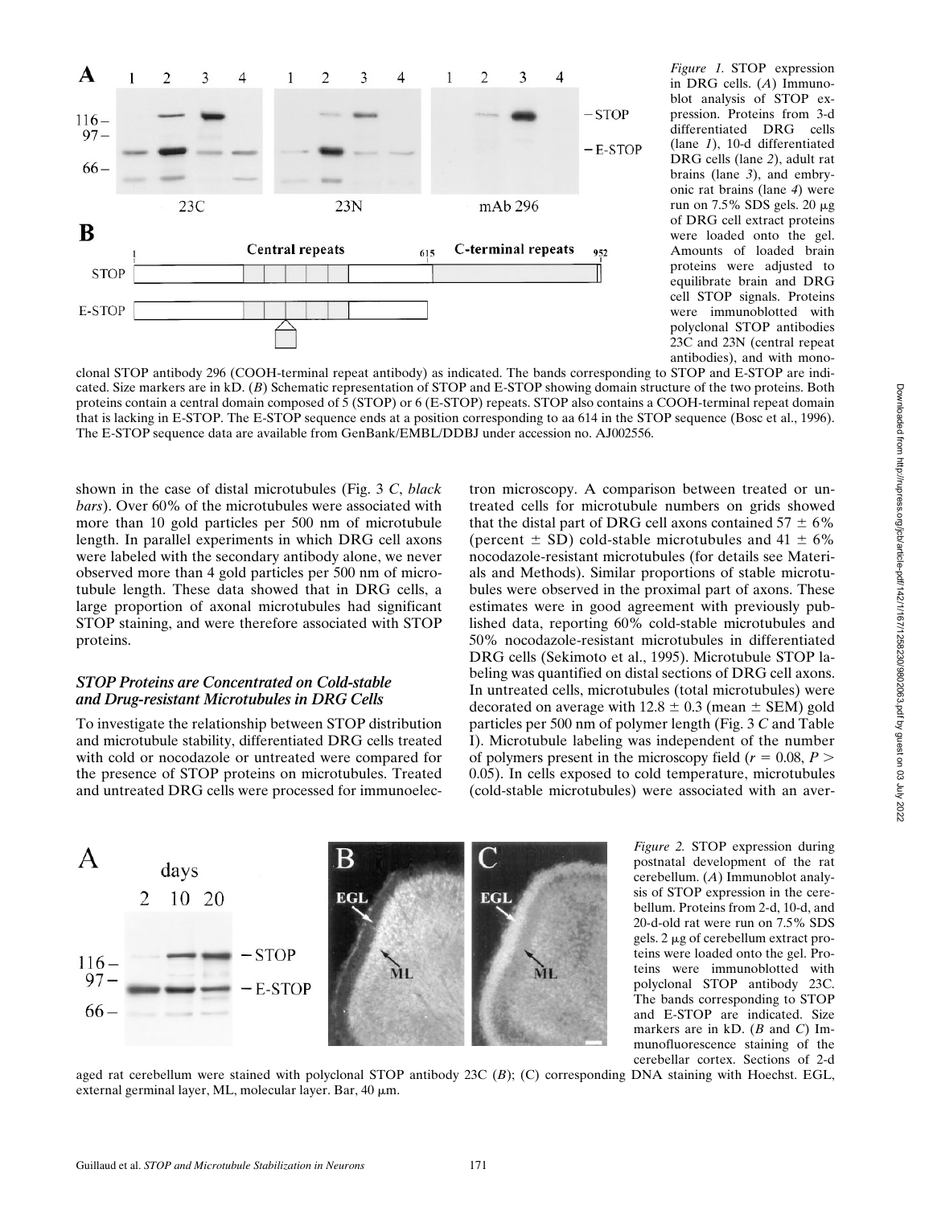*Figure 1.* STOP expression in DRG cells. (*A*) Immunoblot analysis of STOP expression. Proteins from 3-d differentiated DRG cells (lane *1*), 10-d differentiated DRG cells (lane *2*), adult rat brains (lane *3*), and embryonic rat brains (lane *4*) were run on 7.5% SDS gels. 20 μg of DRG cell extract proteins were loaded onto the gel. Amounts of loaded brain proteins were adjusted to equilibrate brain and DRG cell STOP signals. Proteins were immunoblotted with polyclonal STOP antibodies 23C and 23N (central repeat antibodies), and with monoclonal STOP antibody 296 (COOH-terminal repeat antibody) as indicated. The bands corresponding to STOP and E-STOP are indicated. Size markers are in kD. (*B*) Schematic representation of STOP and E-STOP showing domain structure of the two proteins. Both proteins contain a central domain composed of 5 (STOP) or 6 (E-STOP) repeats. STOP also contains a COOH-terminal repeat domain that is lacking in E-STOP. The E-STOP sequence ends at a position corresponding to aa 614 in the STOP sequence (Bosc et al., 1996). The E-STOP sequence data are available from GenBank/EMBL/DDBJ under accession no. AJ002556.

shown in the case of distal microtubules (Fig. 3 *C*, *black bars*). Over 60% of the microtubules were associated with more than 10 gold particles per 500 nm of microtubule length. In parallel experiments in which DRG cell axons were labeled with the secondary antibody alone, we never observed more than 4 gold particles per 500 nm of microtubule length. These data showed that in DRG cells, a large proportion of axonal microtubules had significant STOP staining, and were therefore associated with STOP proteins.

### STOP Proteins are Concentrated on Cold-stable and Drug-resistant Microtubules in DRG Cells

To investigate the relationship between STOP distribution and microtubule stability, differentiated DRG cells treated with cold or nocodazole or untreated were compared for the presence of STOP proteins on microtubules. Treated and untreated DRG cells were processed for immunoelectron microscopy. A comparison between treated or untreated cells for microtubule numbers on grids showed that the distal part of DRG cell axons contained 57 ± 6% (percent ± SD) cold-stable microtubules and 41 ± 6% nocodazole-resistant microtubules (for details see Materials and Methods). Similar proportions of stable microtubules were observed in the proximal part of axons. These estimates were in good agreement with previously published data, reporting 60% cold-stable microtubules and 50% nocodazole-resistant microtubules in differentiated DRG cells (Sekimoto et al., 1995). Microtubule STOP labeling was quantified on distal sections of DRG cell axons. In untreated cells, microtubules (total microtubules) were decorated on average with 12.8 ± 0.3 (mean ± SEM) gold particles per 500 nm of polymer length (Fig. 3 *C* and Table I). Microtubule labeling was independent of the number of polymers present in the microscopy field ($r = 0.08$, $P > 0.05$). In cells exposed to cold temperature, microtubules (cold-stable microtubules) were associated with an aver-

*Figure 2.* STOP expression during postnatal development of the rat cerebellum. (*A*) Immunoblot analysis of STOP expression in the cerebellum. Proteins from 2-d, 10-d, and 20-d-old rat were run on 7.5% SDS gels. 2 μg of cerebellum extract proteins were loaded onto the gel. Proteins were immunoblotted with polyclonal STOP antibody 23C. The bands corresponding to STOP and E-STOP are indicated. Size markers are in kD. (*B* and *C*) Immunofluorescence staining of the cerebellar cortex. Sections of 2-d aged rat cerebellum were stained with polyclonal STOP antibody 23C (*B*); (C) corresponding DNA staining with Hoechst. EGL, external germinal layer, ML, molecular layer. Bar, 40 μm.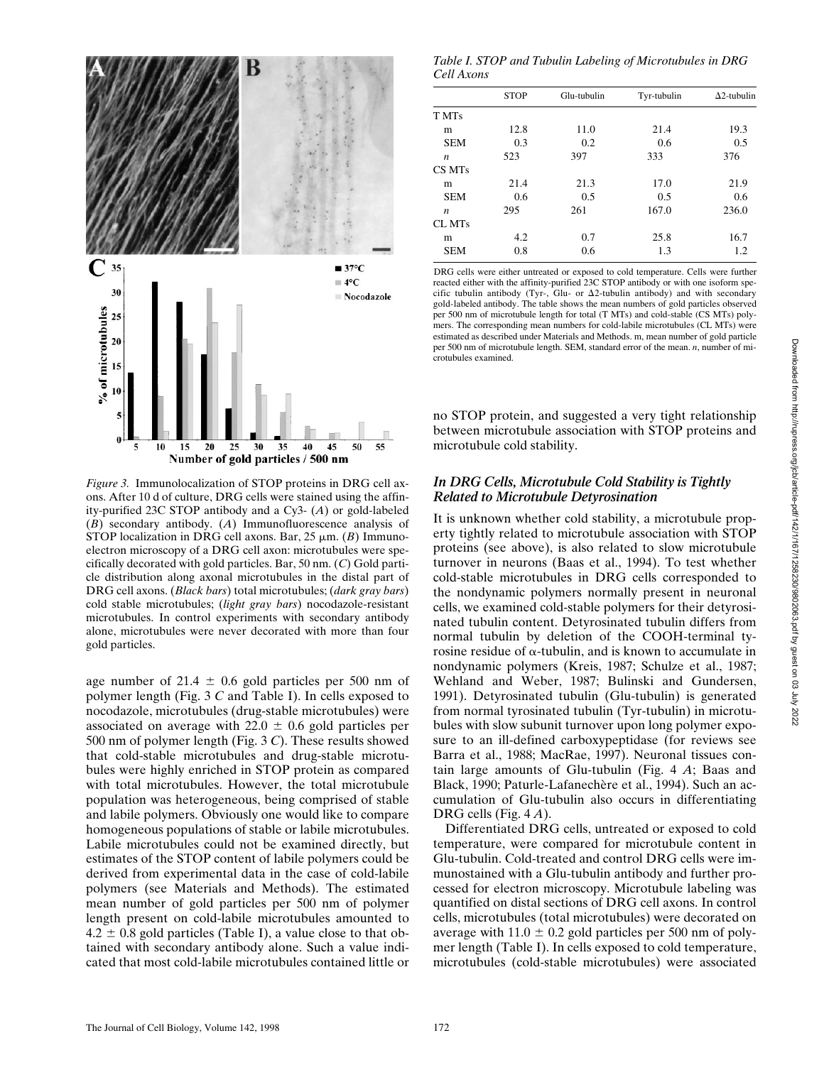*Table I. STOP and Tubulin Labeling of Microtubules in DRG Cell Axons*

| | STOP | Glu-tubulin | Tyr-tubulin | Δ2-tubulin |
|---|---|---|---|---|
| T MTs | | | | |
| m | 12.8 | 11.0 | 21.4 | 19.3 |
| SEM | 0.3 | 0.2 | 0.6 | 0.5 |
| *n* | 523 | 397 | 333 | 376 |
| CS MTs | | | | |
| m | 21.4 | 21.3 | 17.0 | 21.9 |
| SEM | 0.6 | 0.5 | 0.5 | 0.6 |
| *n* | 295 | 261 | 167.0 | 236.0 |
| CL MTs | | | | |
| m | 4.2 | 0.7 | 25.8 | 16.7 |
| SEM | 0.8 | 0.6 | 1.3 | 1.2 |

DRG cells were either untreated or exposed to cold temperature. Cells were further reacted either with the affinity-purified 23C STOP antibody or with one isoform specific tubulin antibody (Tyr-, Glu- or Δ2-tubulin antibody) and with secondary gold-labeled antibody. The table shows the mean numbers of gold particles observed per 500 nm of microtubule length for total (T MTs) and cold-stable (CS MTs) polymers. The corresponding mean numbers for cold-labile microtubules (CL MTs) were estimated as described under Materials and Methods. m, mean number of gold particle per 500 nm of microtubule length. SEM, standard error of the mean. *n*, number of microtubules examined.

*Figure 3.* Immunolocalization of STOP proteins in DRG cell axons. After 10 d of culture, DRG cells were stained using the affinity-purified 23C STOP antibody and a Cy3- (*A*) or gold-labeled (*B*) secondary antibody. (*A*) Immunofluorescence analysis of STOP localization in DRG cell axons. Bar, 25 μm. (*B*) Immunoelectron microscopy of a DRG cell axon: microtubules were specifically decorated with gold particles. Bar, 50 nm. (*C*) Gold particle distribution along axonal microtubules in the distal part of DRG cell axons. (*Black bars*) total microtubules; (*dark gray bars*) cold stable microtubules; (*light gray bars*) nocodazole-resistant microtubules. In control experiments with secondary antibody alone, microtubules were never decorated with more than four gold particles.

age number of 21.4 ± 0.6 gold particles per 500 nm of polymer length (Fig. 3 *C* and Table I). In cells exposed to nocodazole, microtubules (drug-stable microtubules) were associated on average with 22.0 ± 0.6 gold particles per 500 nm of polymer length (Fig. 3 *C*). These results showed that cold-stable microtubules and drug-stable microtubules were highly enriched in STOP protein as compared with total microtubules. However, the total microtubule population was heterogeneous, being comprised of stable and labile polymers. Obviously one would like to compare homogeneous populations of stable or labile microtubules. Labile microtubules could not be examined directly, but estimates of the STOP content of labile polymers could be derived from experimental data in the case of cold-labile polymers (see Materials and Methods). The estimated mean number of gold particles per 500 nm of polymer length present on cold-labile microtubules amounted to 4.2 ± 0.8 gold particles (Table I), a value close to that obtained with secondary antibody alone. Such a value indicated that most cold-labile microtubules contained little or no STOP protein, and suggested a very tight relationship between microtubule association with STOP proteins and microtubule cold stability.

### *In DRG Cells, Microtubule Cold Stability is Tightly Related to Microtubule Detyrosination*

It is unknown whether cold stability, a microtubule property tightly related to microtubule association with STOP proteins (see above), is also related to slow microtubule turnover in neurons (Baas et al., 1994). To test whether cold-stable microtubules in DRG cells corresponded to the nondynamic polymers normally present in neuronal cells, we examined cold-stable polymers for their detyrosinated tubulin content. Detyrosinated tubulin differs from normal tubulin by deletion of the COOH-terminal tyrosine residue of α-tubulin, and is known to accumulate in nondynamic polymers (Kreis, 1987; Schulze et al., 1987; Wehland and Weber, 1987; Bulinski and Gundersen, 1991). Detyrosinated tubulin (Glu-tubulin) is generated from normal tyrosinated tubulin (Tyr-tubulin) in microtubules with slow subunit turnover upon long polymer exposure to an ill-defined carboxypeptidase (for reviews see Barra et al., 1988; MacRae, 1997). Neuronal tissues contain large amounts of Glu-tubulin (Fig. 4 *A*; Baas and Black, 1990; Paturle-Lafanechère et al., 1994). Such an accumulation of Glu-tubulin also occurs in differentiating DRG cells (Fig. 4 *A*).

Differentiated DRG cells, untreated or exposed to cold temperature, were compared for microtubule content in Glu-tubulin. Cold-treated and control DRG cells were immunostained with a Glu-tubulin antibody and further processed for electron microscopy. Microtubule labeling was quantified on distal sections of DRG cell axons. In control cells, microtubules (total microtubules) were decorated on average with 11.0 ± 0.2 gold particles per 500 nm of polymer length (Table I). In cells exposed to cold temperature, microtubules (cold-stable microtubules) were associated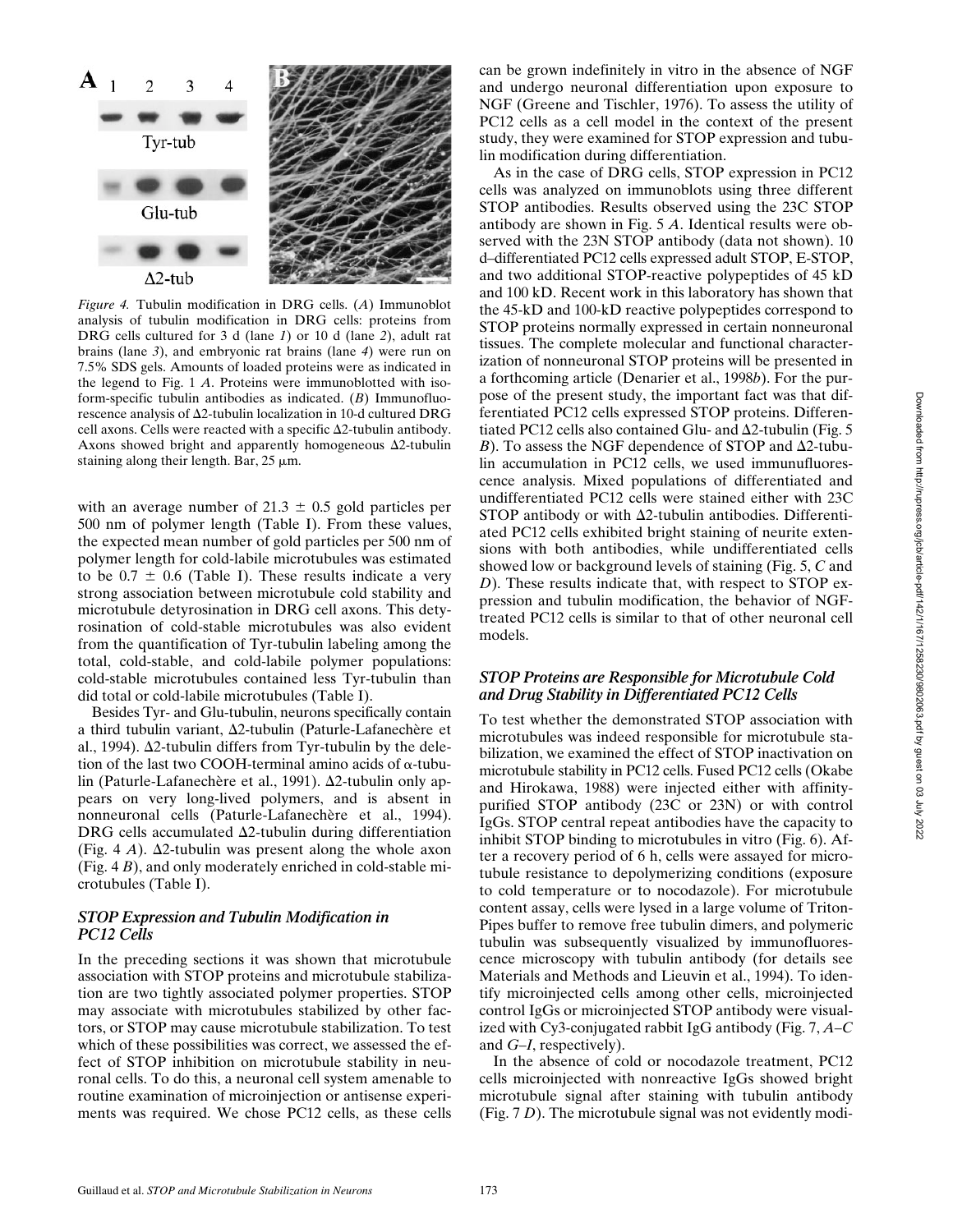*Figure 4.* Tubulin modification in DRG cells. (*A*) Immunoblot analysis of tubulin modification in DRG cells: proteins from DRG cells cultured for 3 d (lane *1*) or 10 d (lane *2*), adult rat brains (lane *3*), and embryonic rat brains (lane *4*) were run on 7.5% SDS gels. Amounts of loaded proteins were as indicated in the legend to Fig. 1 *A*. Proteins were immunoblotted with isoform-specific tubulin antibodies as indicated. (*B*) Immunofluorescence analysis of Δ2-tubulin localization in 10-d cultured DRG cell axons. Cells were reacted with a specific Δ2-tubulin antibody. Axons showed bright and apparently homogeneous Δ2-tubulin staining along their length. Bar, 25 μm.

with an average number of 21.3 ± 0.5 gold particles per 500 nm of polymer length (Table I). From these values, the expected mean number of gold particles per 500 nm of polymer length for cold-labile microtubules was estimated to be 0.7 ± 0.6 (Table I). These results indicate a very strong association between microtubule cold stability and microtubule detyrosination in DRG cell axons. This detyrosination of cold-stable microtubules was also evident from the quantification of Tyr-tubulin labeling among the total, cold-stable, and cold-labile polymer populations: cold-stable microtubules contained less Tyr-tubulin than did total or cold-labile microtubules (Table I).

Besides Tyr- and Glu-tubulin, neurons specifically contain a third tubulin variant, Δ2-tubulin (Paturle-Lafanechère et al., 1994). Δ2-tubulin differs from Tyr-tubulin by the deletion of the last two COOH-terminal amino acids of α-tubulin (Paturle-Lafanechère et al., 1991). Δ2-tubulin only appears on very long-lived polymers, and is absent in nonneuronal cells (Paturle-Lafanechère et al., 1994). DRG cells accumulated Δ2-tubulin during differentiation (Fig. 4 *A*). Δ2-tubulin was present along the whole axon (Fig. 4 *B*), and only moderately enriched in cold-stable microtubules (Table I).

### *STOP Expression and Tubulin Modification in PC12 Cells*

In the preceding sections it was shown that microtubule association with STOP proteins and microtubule stabilization are two tightly associated polymer properties. STOP may associate with microtubules stabilized by other factors, or STOP may cause microtubule stabilization. To test which of these possibilities was correct, we assessed the effect of STOP inhibition on microtubule stability in neuronal cells. To do this, a neuronal cell system amenable to routine examination of microinjection or antisense experiments was required. We chose PC12 cells, as these cells can be grown indefinitely in vitro in the absence of NGF and undergo neuronal differentiation upon exposure to NGF (Greene and Tischler, 1976). To assess the utility of PC12 cells as a cell model in the context of the present study, they were examined for STOP expression and tubulin modification during differentiation.

As in the case of DRG cells, STOP expression in PC12 cells was analyzed on immunoblots using three different STOP antibodies. Results observed using the 23C STOP antibody are shown in Fig. 5 *A*. Identical results were observed with the 23N STOP antibody (data not shown). 10 d–differentiated PC12 cells expressed adult STOP, E-STOP, and two additional STOP-reactive polypeptides of 45 kD and 100 kD. Recent work in this laboratory has shown that the 45-kD and 100-kD reactive polypeptides correspond to STOP proteins normally expressed in certain nonneuronal tissues. The complete molecular and functional characterization of nonneuronal STOP proteins will be presented in a forthcoming article (Denarier et al., 1998*b*). For the purpose of the present study, the important fact was that differentiated PC12 cells expressed STOP proteins. Differentiated PC12 cells also contained Glu- and Δ2-tubulin (Fig. 5 *B*). To assess the NGF dependence of STOP and Δ2-tubulin accumulation in PC12 cells, we used immunufluorescence analysis. Mixed populations of differentiated and undifferentiated PC12 cells were stained either with 23C STOP antibody or with Δ2-tubulin antibodies. Differentiated PC12 cells exhibited bright staining of neurite extensions with both antibodies, while undifferentiated cells showed low or background levels of staining (Fig. 5, *C* and *D*). These results indicate that, with respect to STOP expression and tubulin modification, the behavior of NGF-treated PC12 cells is similar to that of other neuronal cell models.

### *STOP Proteins are Responsible for Microtubule Cold and Drug Stability in Differentiated PC12 Cells*

To test whether the demonstrated STOP association with microtubules was indeed responsible for microtubule stabilization, we examined the effect of STOP inactivation on microtubule stability in PC12 cells. Fused PC12 cells (Okabe and Hirokawa, 1988) were injected either with affinity-purified STOP antibody (23C or 23N) or with control IgGs. STOP central repeat antibodies have the capacity to inhibit STOP binding to microtubules in vitro (Fig. 6). After a recovery period of 6 h, cells were assayed for microtubule resistance to depolymerizing conditions (exposure to cold temperature or to nocodazole). For microtubule content assay, cells were lysed in a large volume of Triton-Pipes buffer to remove free tubulin dimers, and polymeric tubulin was subsequently visualized by immunofluorescence microscopy with tubulin antibody (for details see Materials and Methods and Lieuvin et al., 1994). To identify microinjected cells among other cells, microinjected control IgGs or microinjected STOP antibody were visualized with Cy3-conjugated rabbit IgG antibody (Fig. 7, *A–C* and *G–I*, respectively).

In the absence of cold or nocodazole treatment, PC12 cells microinjected with nonreactive IgGs showed bright microtubule signal after staining with tubulin antibody (Fig. 7 *D*). The microtubule signal was not evidently modi-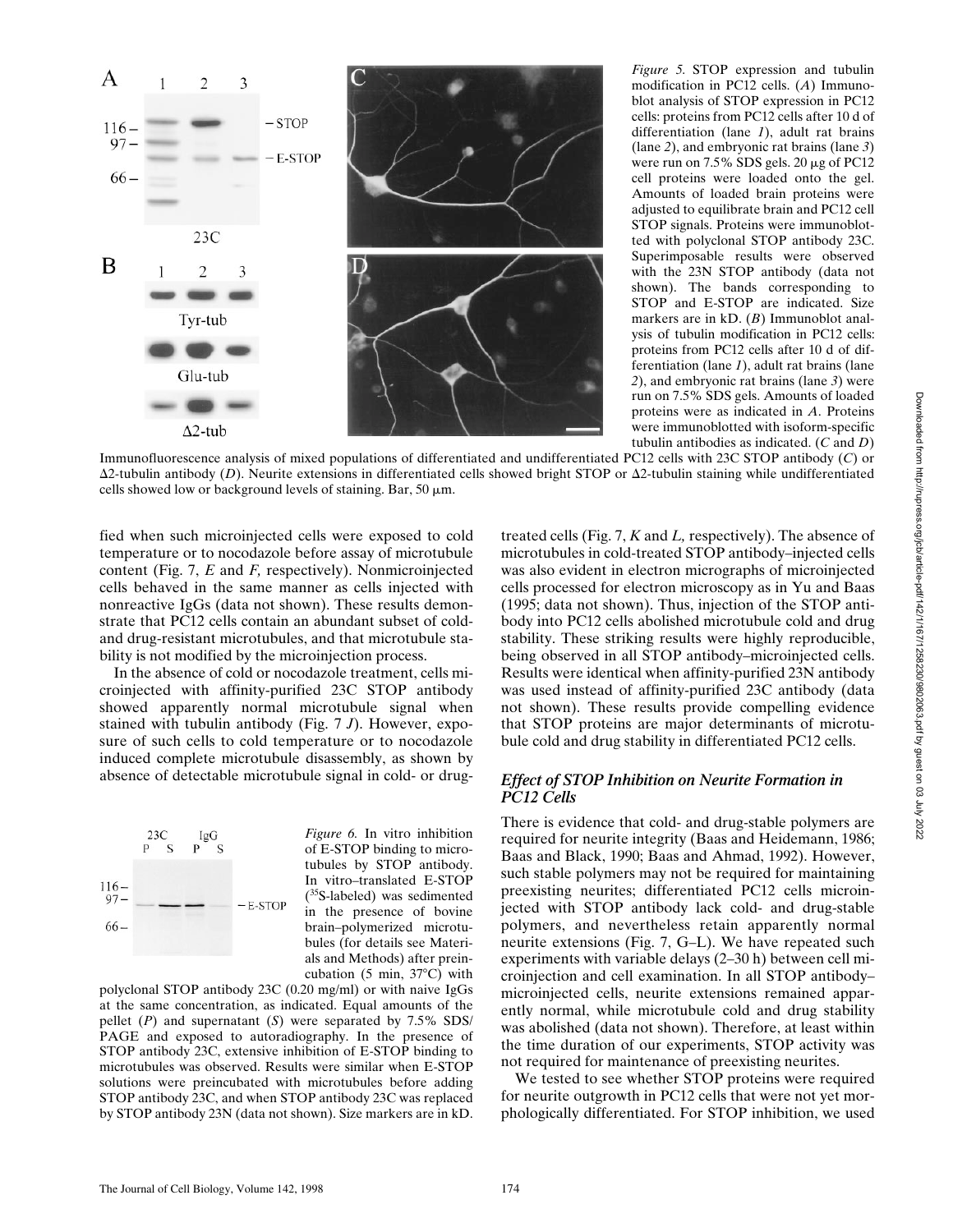*Figure 5.* STOP expression and tubulin modification in PC12 cells. (*A*) Immunoblot analysis of STOP expression in PC12 cells: proteins from PC12 cells after 10 d of differentiation (lane *1*), adult rat brains (lane *2*), and embryonic rat brains (lane *3*) were run on 7.5% SDS gels. 20 μg of PC12 cell proteins were loaded onto the gel. Amounts of loaded brain proteins were adjusted to equilibrate brain and PC12 cell STOP signals. Proteins were immunoblotted with polyclonal STOP antibody 23C. Superimposable results were observed with the 23N STOP antibody (data not shown). The bands corresponding to STOP and E-STOP are indicated. Size markers are in kD. (*B*) Immunoblot analysis of tubulin modification in PC12 cells: proteins from PC12 cells after 10 d of differentiation (lane *1*), adult rat brains (lane *2*), and embryonic rat brains (lane *3*) were run on 7.5% SDS gels. Amounts of loaded proteins were as indicated in *A*. Proteins were immunoblotted with isoform-specific tubulin antibodies as indicated. (*C* and *D*) Immunofluorescence analysis of mixed populations of differentiated and undifferentiated PC12 cells with 23C STOP antibody (*C*) or Δ2-tubulin antibody (*D*). Neurite extensions in differentiated cells showed bright STOP or Δ2-tubulin staining while undifferentiated cells showed low or background levels of staining. Bar, 50 μm.

fied when such microinjected cells were exposed to cold temperature or to nocodazole before assay of microtubule content (Fig. 7, *E* and *F,* respectively). Nonmicroinjected cells behaved in the same manner as cells injected with nonreactive IgGs (data not shown). These results demonstrate that PC12 cells contain an abundant subset of cold- and drug-resistant microtubules, and that microtubule stability is not modified by the microinjection process.

In the absence of cold or nocodazole treatment, cells microinjected with affinity-purified 23C STOP antibody showed apparently normal microtubule signal when stained with tubulin antibody (Fig. 7 *J*). However, exposure of such cells to cold temperature or to nocodazole induced complete microtubule disassembly, as shown by absence of detectable microtubule signal in cold- or drug-treated cells (Fig. 7, *K* and *L,* respectively). The absence of microtubules in cold-treated STOP antibody–injected cells was also evident in electron micrographs of microinjected cells processed for electron microscopy as in Yu and Baas (1995; data not shown). Thus, injection of the STOP antibody into PC12 cells abolished microtubule cold and drug stability. These striking results were highly reproducible, being observed in all STOP antibody–microinjected cells. Results were identical when affinity-purified 23N antibody was used instead of affinity-purified 23C antibody (data not shown). These results provide compelling evidence that STOP proteins are major determinants of microtubule cold and drug stability in differentiated PC12 cells.

*Figure 6.* In vitro inhibition of E-STOP binding to microtubules by STOP antibody. In vitro–translated E-STOP ($^{35}$S-labeled) was sedimented in the presence of bovine brain–polymerized microtubules (for details see Materials and Methods) after preincubation (5 min, 37°C) with polyclonal STOP antibody 23C (0.20 mg/ml) or with naive IgGs at the same concentration, as indicated. Equal amounts of the pellet (*P*) and supernatant (*S*) were separated by 7.5% SDS/PAGE and exposed to autoradiography. In the presence of STOP antibody 23C, extensive inhibition of E-STOP binding to microtubules was observed. Results were similar when E-STOP solutions were preincubated with microtubules before adding STOP antibody 23C, and when STOP antibody 23C was replaced by STOP antibody 23N (data not shown). Size markers are in kD.

### *Effect of STOP Inhibition on Neurite Formation in PC12 Cells*

There is evidence that cold- and drug-stable polymers are required for neurite integrity (Baas and Heidemann, 1986; Baas and Black, 1990; Baas and Ahmad, 1992). However, such stable polymers may not be required for maintaining preexisting neurites; differentiated PC12 cells microinjected with STOP antibody lack cold- and drug-stable polymers, and nevertheless retain apparently normal neurite extensions (Fig. 7, G–L). We have repeated such experiments with variable delays (2–30 h) between cell microinjection and cell examination. In all STOP antibody–microinjected cells, neurite extensions remained apparently normal, while microtubule cold and drug stability was abolished (data not shown). Therefore, at least within the time duration of our experiments, STOP activity was not required for maintenance of preexisting neurites.

We tested to see whether STOP proteins were required for neurite outgrowth in PC12 cells that were not yet morphologically differentiated. For STOP inhibition, we used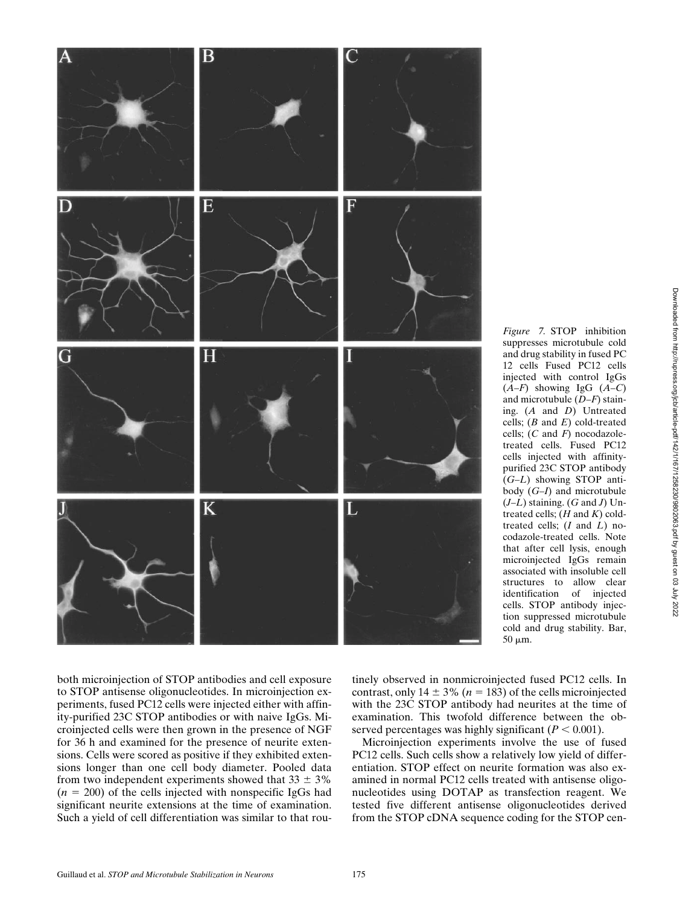*Figure 7.* STOP inhibition suppresses microtubule cold and drug stability in fused PC 12 cells Fused PC12 cells injected with control IgGs (*A–F*) showing IgG (*A–C*) and microtubule (*D–F*) staining. (*A* and *D*) Untreated cells; (*B* and *E*) cold-treated cells; (*C* and *F*) nocodazole-treated cells. Fused PC12 cells injected with affinity-purified 23C STOP antibody (*G–L*) showing STOP antibody (*G–I*) and microtubule (*J–L*) staining. (*G* and *J*) Untreated cells; (*H* and *K*) cold-treated cells; (*I* and *L*) nocodazole-treated cells. Note that after cell lysis, enough microinjected IgGs remain associated with insoluble cell structures to allow clear identification of injected cells. STOP antibody injection suppressed microtubule cold and drug stability. Bar, 50 μm.

both microinjection of STOP antibodies and cell exposure to STOP antisense oligonucleotides. In microinjection experiments, fused PC12 cells were injected either with affinity-purified 23C STOP antibodies or with naive IgGs. Microinjected cells were then grown in the presence of NGF for 36 h and examined for the presence of neurite extensions. Cells were scored as positive if they exhibited extensions longer than one cell body diameter. Pooled data from two independent experiments showed that 33 ± 3% ($n$ = 200) of the cells injected with nonspecific IgGs had significant neurite extensions at the time of examination. Such a yield of cell differentiation was similar to that routinely observed in nonmicroinjected fused PC12 cells. In contrast, only 14 ± 3% ($n$ = 183) of the cells microinjected with the 23C STOP antibody had neurites at the time of examination. This twofold difference between the observed percentages was highly significant ($P < 0.001$).

Microinjection experiments involve the use of fused PC12 cells. Such cells show a relatively low yield of differentiation. STOP effect on neurite formation was also examined in normal PC12 cells treated with antisense oligonucleotides using DOTAP as transfection reagent. We tested five different antisense oligonucleotides derived from the STOP cDNA sequence coding for the STOP cen-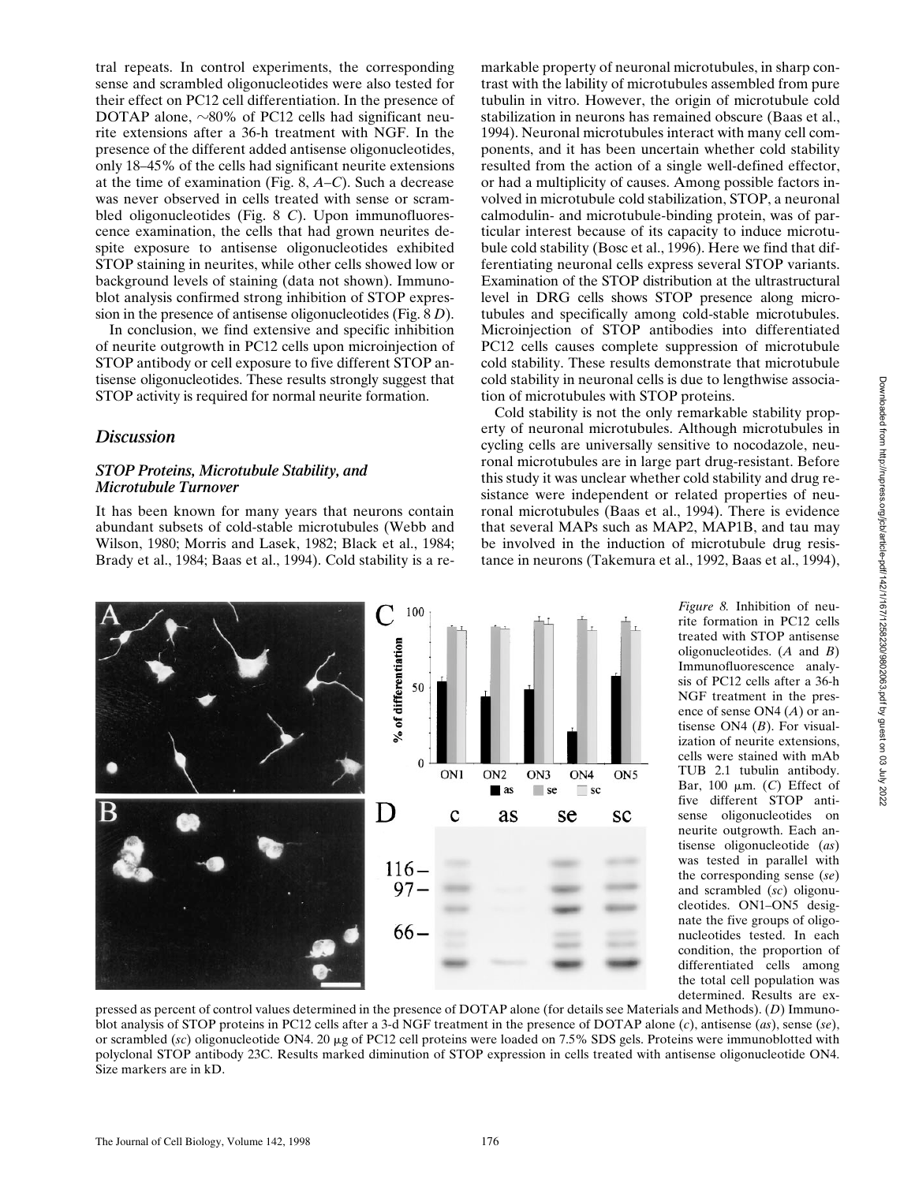tral repeats. In control experiments, the corresponding sense and scrambled oligonucleotides were also tested for their effect on PC12 cell differentiation. In the presence of DOTAP alone, ~80% of PC12 cells had significant neurite extensions after a 36-h treatment with NGF. In the presence of the different added antisense oligonucleotides, only 18–45% of the cells had significant neurite extensions at the time of examination (Fig. 8, *A–C*). Such a decrease was never observed in cells treated with sense or scrambled oligonucleotides (Fig. 8 *C*). Upon immunofluorescence examination, the cells that had grown neurites despite exposure to antisense oligonucleotides exhibited STOP staining in neurites, while other cells showed low or background levels of staining (data not shown). Immunoblot analysis confirmed strong inhibition of STOP expression in the presence of antisense oligonucleotides (Fig. 8 *D*).

In conclusion, we find extensive and specific inhibition of neurite outgrowth in PC12 cells upon microinjection of STOP antibody or cell exposure to five different STOP antisense oligonucleotides. These results strongly suggest that STOP activity is required for normal neurite formation.

## *Discussion*

### *STOP Proteins, Microtubule Stability, and Microtubule Turnover*

It has been known for many years that neurons contain abundant subsets of cold-stable microtubules (Webb and Wilson, 1980; Morris and Lasek, 1982; Black et al., 1984; Brady et al., 1984; Baas et al., 1994). Cold stability is a remarkable property of neuronal microtubules, in sharp contrast with the lability of microtubules assembled from pure tubulin in vitro. However, the origin of microtubule cold stabilization in neurons has remained obscure (Baas et al., 1994). Neuronal microtubules interact with many cell components, and it has been uncertain whether cold stability resulted from the action of a single well-defined effector, or had a multiplicity of causes. Among possible factors involved in microtubule cold stabilization, STOP, a neuronal calmodulin- and microtubule-binding protein, was of particular interest because of its capacity to induce microtubule cold stability (Bosc et al., 1996). Here we find that differentiating neuronal cells express several STOP variants. Examination of the STOP distribution at the ultrastructural level in DRG cells shows STOP presence along microtubules and specifically among cold-stable microtubules. Microinjection of STOP antibodies into differentiated PC12 cells causes complete suppression of microtubule cold stability. These results demonstrate that microtubule cold stability in neuronal cells is due to lengthwise association of microtubules with STOP proteins.

Cold stability is not the only remarkable stability property of neuronal microtubules. Although microtubules in cycling cells are universally sensitive to nocodazole, neuronal microtubules are in large part drug-resistant. Before this study it was unclear whether cold stability and drug resistance were independent or related properties of neuronal microtubules (Baas et al., 1994). There is evidence that several MAPs such as MAP2, MAP1B, and tau may be involved in the induction of microtubule drug resistance in neurons (Takemura et al., 1992, Baas et al., 1994),

*Figure 8.* Inhibition of neurite formation in PC12 cells treated with STOP antisense oligonucleotides. (*A* and *B*) Immunofluorescence analysis of PC12 cells after a 36-h NGF treatment in the presence of sense ON4 (*A*) or antisense ON4 (*B*). For visualization of neurite extensions, cells were stained with mAb TUB 2.1 tubulin antibody. Bar, 100 μm. (*C*) Effect of five different STOP antisense oligonucleotides on neurite outgrowth. Each antisense oligonucleotide (*as*) was tested in parallel with the corresponding sense (*se*) and scrambled (*sc*) oligonucleotides. ON1–ON5 designate the five groups of oligonucleotides tested. In each condition, the proportion of differentiated cells among the total cell population was determined. Results are expressed as percent of control values determined in the presence of DOTAP alone (for details see Materials and Methods). (*D*) Immunoblot analysis of STOP proteins in PC12 cells after a 3-d NGF treatment in the presence of DOTAP alone (*c*), antisense (*as*), sense (*se*), or scrambled (*sc*) oligonucleotide ON4. 20 μg of PC12 cell proteins were loaded on 7.5% SDS gels. Proteins were immunoblotted with polyclonal STOP antibody 23C. Results marked diminution of STOP expression in cells treated with antisense oligonucleotide ON4. Size markers are in kD.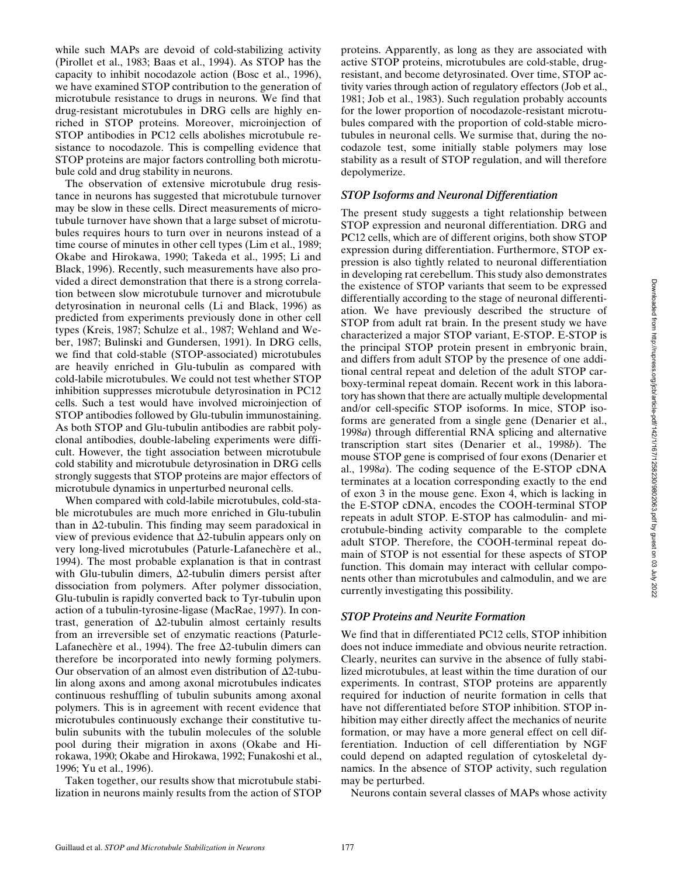while such MAPs are devoid of cold-stabilizing activity (Pirollet et al., 1983; Baas et al., 1994). As STOP has the capacity to inhibit nocodazole action (Bosc et al., 1996), we have examined STOP contribution to the generation of microtubule resistance to drugs in neurons. We find that drug-resistant microtubules in DRG cells are highly enriched in STOP proteins. Moreover, microinjection of STOP antibodies in PC12 cells abolishes microtubule resistance to nocodazole. This is compelling evidence that STOP proteins are major factors controlling both microtubule cold and drug stability in neurons.

The observation of extensive microtubule drug resistance in neurons has suggested that microtubule turnover may be slow in these cells. Direct measurements of microtubule turnover have shown that a large subset of microtubules requires hours to turn over in neurons instead of a time course of minutes in other cell types (Lim et al., 1989; Okabe and Hirokawa, 1990; Takeda et al., 1995; Li and Black, 1996). Recently, such measurements have also provided a direct demonstration that there is a strong correlation between slow microtubule turnover and microtubule detyrosination in neuronal cells (Li and Black, 1996) as predicted from experiments previously done in other cell types (Kreis, 1987; Schulze et al., 1987; Wehland and Weber, 1987; Bulinski and Gundersen, 1991). In DRG cells, we find that cold-stable (STOP-associated) microtubules are heavily enriched in Glu-tubulin as compared with cold-labile microtubules. We could not test whether STOP inhibition suppresses microtubule detyrosination in PC12 cells. Such a test would have involved microinjection of STOP antibodies followed by Glu-tubulin immunostaining. As both STOP and Glu-tubulin antibodies are rabbit polyclonal antibodies, double-labeling experiments were difficult. However, the tight association between microtubule cold stability and microtubule detyrosination in DRG cells strongly suggests that STOP proteins are major effectors of microtubule dynamics in unperturbed neuronal cells.

When compared with cold-labile microtubules, cold-stable microtubules are much more enriched in Glu-tubulin than in Δ2-tubulin. This finding may seem paradoxical in view of previous evidence that Δ2-tubulin appears only on very long-lived microtubules (Paturle-Lafanechère et al., 1994). The most probable explanation is that in contrast with Glu-tubulin dimers, Δ2-tubulin dimers persist after dissociation from polymers. After polymer dissociation, Glu-tubulin is rapidly converted back to Tyr-tubulin upon action of a tubulin-tyrosine-ligase (MacRae, 1997). In contrast, generation of Δ2-tubulin almost certainly results from an irreversible set of enzymatic reactions (Paturle-Lafanechère et al., 1994). The free Δ2-tubulin dimers can therefore be incorporated into newly forming polymers. Our observation of an almost even distribution of Δ2-tubulin along axons and among axonal microtubules indicates continuous reshuffling of tubulin subunits among axonal polymers. This is in agreement with recent evidence that microtubules continuously exchange their constitutive tubulin subunits with the tubulin molecules of the soluble pool during their migration in axons (Okabe and Hirokawa, 1990; Okabe and Hirokawa, 1992; Funakoshi et al., 1996; Yu et al., 1996).

Taken together, our results show that microtubule stabilization in neurons mainly results from the action of STOP proteins. Apparently, as long as they are associated with active STOP proteins, microtubules are cold-stable, drug-resistant, and become detyrosinated. Over time, STOP activity varies through action of regulatory effectors (Job et al., 1981; Job et al., 1983). Such regulation probably accounts for the lower proportion of nocodazole-resistant microtubules compared with the proportion of cold-stable microtubules in neuronal cells. We surmise that, during the nocodazole test, some initially stable polymers may lose stability as a result of STOP regulation, and will therefore depolymerize.

## *STOP Isoforms and Neuronal Differentiation*

The present study suggests a tight relationship between STOP expression and neuronal differentiation. DRG and PC12 cells, which are of different origins, both show STOP expression during differentiation. Furthermore, STOP expression is also tightly related to neuronal differentiation in developing rat cerebellum. This study also demonstrates the existence of STOP variants that seem to be expressed differentially according to the stage of neuronal differentiation. We have previously described the structure of STOP from adult rat brain. In the present study we have characterized a major STOP variant, E-STOP. E-STOP is the principal STOP protein present in embryonic brain, and differs from adult STOP by the presence of one additional central repeat and deletion of the adult STOP carboxy-terminal repeat domain. Recent work in this laboratory has shown that there are actually multiple developmental and/or cell-specific STOP isoforms. In mice, STOP isoforms are generated from a single gene (Denarier et al., 1998*a*) through differential RNA splicing and alternative transcription start sites (Denarier et al., 1998*b*). The mouse STOP gene is comprised of four exons (Denarier et al., 1998*a*). The coding sequence of the E-STOP cDNA terminates at a location corresponding exactly to the end of exon 3 in the mouse gene. Exon 4, which is lacking in the E-STOP cDNA, encodes the COOH-terminal STOP repeats in adult STOP. E-STOP has calmodulin- and microtubule-binding activity comparable to the complete adult STOP. Therefore, the COOH-terminal repeat domain of STOP is not essential for these aspects of STOP function. This domain may interact with cellular components other than microtubules and calmodulin, and we are currently investigating this possibility.

## *STOP Proteins and Neurite Formation*

We find that in differentiated PC12 cells, STOP inhibition does not induce immediate and obvious neurite retraction. Clearly, neurites can survive in the absence of fully stabilized microtubules, at least within the time duration of our experiments. In contrast, STOP proteins are apparently required for induction of neurite formation in cells that have not differentiated before STOP inhibition. STOP inhibition may either directly affect the mechanics of neurite formation, or may have a more general effect on cell differentiation. Induction of cell differentiation by NGF could depend on adapted regulation of cytoskeletal dynamics. In the absence of STOP activity, such regulation may be perturbed.

Neurons contain several classes of MAPs whose activity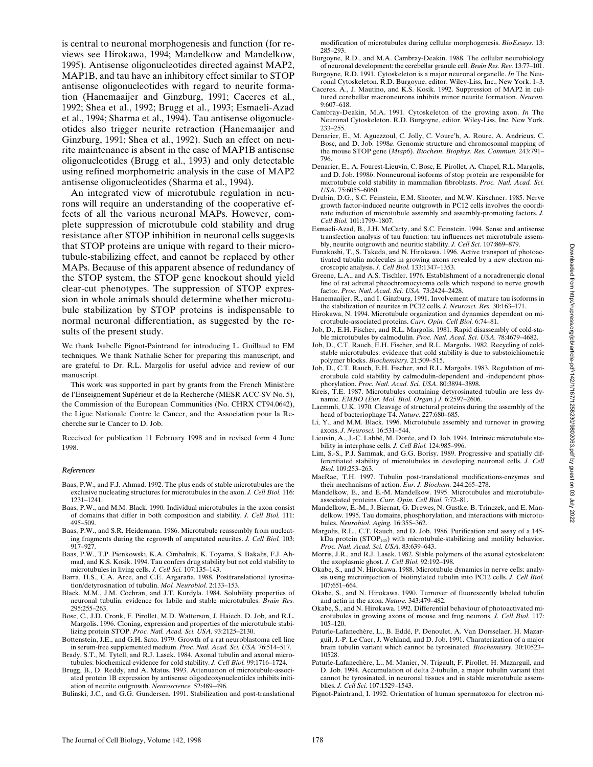is central to neuronal morphogenesis and function (for reviews see Hirokawa, 1994; Mandelkow and Mandelkow, 1995). Antisense oligonucleotides directed against MAP2, MAP1B, and tau have an inhibitory effect similar to STOP antisense oligonucleotides with regard to neurite formation (Hanemaaijer and Ginzburg, 1991; Caceres et al., 1992; Shea et al., 1992; Brugg et al., 1993; Esmaeli-Azad et al., 1994; Sharma et al., 1994). Tau antisense oligonucleotides also trigger neurite retraction (Hanemaaijer and Ginzburg, 1991; Shea et al., 1992). Such an effect on neurite maintenance is absent in the case of MAP1B antisense oligonucleotides (Brugg et al., 1993) and only detectable using refined morphometric analysis in the case of MAP2 antisense oligonucleotides (Sharma et al., 1994).

An integrated view of microtubule regulation in neurons will require an understanding of the cooperative effects of all the various neuronal MAPs. However, complete suppression of microtubule cold stability and drug resistance after STOP inhibition in neuronal cells suggests that STOP proteins are unique with regard to their microtubule-stabilizing effect, and cannot be replaced by other MAPs. Because of this apparent absence of redundancy of the STOP system, the STOP gene knockout should yield clear-cut phenotypes. The suppression of STOP expression in whole animals should determine whether microtubule stabilization by STOP proteins is indispensable to normal neuronal differentiation, as suggested by the results of the present study.

We thank Isabelle Pignot-Paintrand for introducing L. Guillaud to EM techniques. We thank Nathalie Scher for preparing this manuscript, and are grateful to Dr. R.L. Margolis for useful advice and review of our manuscript.

This work was supported in part by grants from the French Ministère de l'Enseignement Supérieur et de la Recherche (MESR ACC-SV No. 5), the Commission of the European Communities (No. CHRX CT94.0642), the Ligue Nationale Contre le Cancer, and the Association pour la Recherche sur le Cancer to D. Job.

Received for publication 11 February 1998 and in revised form 4 June 1998.

### References

- Baas, P.W., and F.J. Ahmad. 1992. The plus ends of stable microtubules are the exclusive nucleating structures for microtubules in the axon. *J. Cell Biol.* 116: 1231–1241.
- Baas, P.W., and M.M. Black. 1990. Individual microtubules in the axon consist of domains that differ in both composition and stability. *J. Cell Biol.* 111: 495–509.
- Baas, P.W., and S.R. Heidemann. 1986. Microtubule reassembly from nucleating fragments during the regrowth of amputated neurites. *J. Cell Biol.* 103: 917–927.
- Baas, P.W., T.P. Pienkowski, K.A. Cimbalnik, K. Toyama, S. Bakalis, F.J. Ahmad, and K.S. Kosik. 1994. Tau confers drug stability but not cold stability to microtubules in living cells. *J. Cell Sci.* 107:135–143.
- Barra, H.S., C.A. Arce, and C.E. Argaraña. 1988. Posttranslational tyrosination/detyrosination of tubulin. *Mol. Neurobiol.* 2:133–153.
- Black, M.M., J.M. Cochran, and J.T. Kurdyla. 1984. Solubility properties of neuronal tubulin: evidence for labile and stable microtubules. *Brain Res.* 295:255–263.
- Bosc, C., J.D. Cronk, F. Pirollet, M.D. Watterson, J. Haiech, D. Job, and R.L. Margolis. 1996. Cloning, expression and properties of the microtubule stabilizing protein STOP. *Proc. Natl. Acad. Sci. USA.* 93:2125–2130.
- Bottenstein, J.E., and G.H. Sato. 1979. Growth of a rat neuroblastoma cell line in serum-free supplemented medium. *Proc. Natl. Acad. Sci. USA.* 76:514–517.
- Brady, S.T., M. Tytell, and R.J. Lasek. 1984. Axonal tubulin and axonal microtubules: biochemical evidence for cold stability. *J. Cell Biol.* 99:1716–1724.
- Brugg, B., D. Reddy, and A. Matus. 1993. Attenuation of microtubule-associated protein 1B expression by antisense oligodeoxynucleotides inhibits initiation of neurite outgrowth. *Neuroscience.* 52:489–496.
- Bulinski, J.C., and G.G. Gundersen. 1991. Stabilization and post-translational modification of microtubules during cellular morphogenesis. *BioEssays.* 13: 285–293.
- Burgoyne, R.D., and M.A. Cambray-Deakin. 1988. The cellular neurobiology of neuronal development: the cerebellar granule cell. *Brain Res. Rev.* 13:77–101.
- Burgoyne, R.D. 1991. Cytoskeleton is a major neuronal organelle. *In* The Neuronal Cytoskeleton. R.D. Burgoyne, editor. Wiley-Liss, Inc., New York. 1–3.
- Caceres, A., J. Mautino, and K.S. Kosik. 1992. Suppression of MAP2 in cultured cerebellar macroneurons inhibits minor neurite formation. *Neuron.* 9:607–618.
- Cambray-Deakin, M.A. 1991. Cytoskeleton of the growing axon. *In* The Neuronal Cytoskeleton. R.D. Burgoyne, editor. Wiley-Liss, Inc. New York. 233–255.
- Denarier, E., M. Aguezzoul, C. Jolly, C. Vourc'h, A. Roure, A. Andrieux, C. Bosc, and D. Job. 1998*a*. Genomic structure and chromosomal mapping of the mouse STOP gene (*Mtap6*). *Biochem. Biophys. Res. Commun.* 243:791–796.
- Denarier, E., A. Fourest-Lieuvin, C. Bosc, F. Pirollet, A. Chapel, R.L. Margolis, and D. Job. 1998*b*. Nonneuronal isoforms of stop protein are responsible for microtubule cold stability in mammalian fibroblasts. *Proc. Natl. Acad. Sci. USA.* 75:6055–6060.
- Drubin, D.G., S.C. Feinstein, E.M. Shooter, and M.W. Kirschner. 1985. Nerve growth factor-induced neurite outgrowth in PC12 cells involves the coordinate induction of microtubule assembly and assembly-promoting factors. *J. Cell Biol.* 101:1799–1807.
- Esmaeli-Azad, B., J.H. McCarty, and S.C. Feinstein. 1994. Sense and antisense transfection analysis of tau function: tau influences net microtubule assembly, neurite outgrowth and neuritic stability. *J. Cell Sci.* 107:869–879.
- Funakoshi, T., S. Takeda, and N. Hirokawa. 1996. Active transport of photoactivated tubulin molecules in growing axons revealed by a new electron microscopic analysis. *J. Cell Biol.* 133:1347–1353.
- Greene, L.A., and A.S. Tischler. 1976. Establishment of a noradrenergic clonal line of rat adrenal pheochromocytoma cells which respond to nerve growth factor. *Proc. Natl. Acad. Sci. USA.* 73:2424–2428.
- Hanemaaijer, R., and I. Ginzburg. 1991. Involvement of mature tau isoforms in the stabilization of neurites in PC12 cells. *J. Neurosci. Res.* 30:163–171.
- Hirokawa, N. 1994. Microtubule organization and dynamics dependent on microtubule-associated proteins. *Curr. Opin. Cell Biol.* 6:74–81.
- Job, D., E.H. Fischer, and R.L. Margolis. 1981. Rapid disassembly of cold-stable microtubules by calmodulin. *Proc. Natl. Acad. Sci. USA.* 78:4679–4682.
- Job, D., C.T. Rauch, E.H. Fischer, and R.L. Margolis. 1982. Recycling of cold-stable microtubules: evidence that cold stability is due to substoichiometric polymer blocks. *Biochemistry.* 21:509–515.
- Job, D., C.T. Rauch, E.H. Fischer, and R.L. Margolis. 1983. Regulation of microtubule cold stability by calmodulin-dependent and -independent phosphorylation. *Proc. Natl. Acad. Sci. USA.* 80:3894–3898.
- Kreis, T.E. 1987. Microtubules containing detyrosinated tubulin are less dynamic. *EMBO (Eur. Mol. Biol. Organ.) J.* 6:2597–2606.
- Laemmli, U.K. 1970. Cleavage of structural proteins during the assembly of the head of bacteriophage T4. *Nature.* 227:680–685.
- Li, Y., and M.M. Black. 1996. Microtubule assembly and turnover in growing axons. *J. Neurosci.* 16:531–544.
- Lieuvin, A., J.-C. Labbé, M. Dorée, and D. Job. 1994. Intrinsic microtubule stability in interphase cells. *J. Cell Biol.* 124:985–996.
- Lim, S.-S., P.J. Sammak, and G.G. Borisy. 1989. Progressive and spatially differentiated stability of microtubules in developing neuronal cells. *J. Cell Biol.* 109:253–263.
- MacRae, T.H. 1997. Tubulin post-translational modifications-enzymes and their mechanisms of action. *Eur. J. Biochem.* 244:265–278.
- Mandelkow, E., and E.-M. Mandelkow. 1995. Microtubules and microtubule-associated proteins. *Curr. Opin. Cell Biol.* 7:72–81.
- Mandelkow, E.-M., J. Biernat, G. Drewes, N. Gustke, B. Trinczek, and E. Mandelkow. 1995. Tau domains, phosphorylation, and interactions with microtubules. *Neurobiol. Aging.* 16:355–362.
- Margolis, R.L., C.T. Rauch, and D. Job. 1986. Purification and assay of a 145-kDa protein ($STOP_{145}$) with microtubule-stabilizing and motility behavior. *Proc. Natl. Acad. Sci. USA.* 83:639–643.
- Morris, J.R., and R.J. Lasek. 1982. Stable polymers of the axonal cytoskeleton: the axoplasmic ghost. *J. Cell Biol.* 92:192–198.
- Okabe, S., and N. Hirokawa. 1988. Microtubule dynamics in nerve cells: analysis using microinjection of biotinylated tubulin into PC12 cells. *J. Cell Biol.* 107:651–664.
- Okabe, S., and N. Hirokawa. 1990. Turnover of fluorescently labeled tubulin and actin in the axon. *Nature.* 343:479–482.
- Okabe, S., and N. Hirokawa. 1992. Differential behaviour of photoactivated microtubules in growing axons of mouse and frog neurons. *J. Cell Biol.* 117: 105–120.
- Paturle-Lafanechère, L., B. Eddé, P. Denoulet, A. Van Dorsselaer, H. Mazarguil, J.-P. Le Caer, J. Wehland, and D. Job. 1991. Charaterization of a major brain tubulin variant which cannot be tyrosinated. *Biochemistry.* 30:10523–10528.
- Paturle-Lafanechère, L., M. Manier, N. Trigault, F. Pirollet, H. Mazarguil, and D. Job. 1994. Accumulation of delta 2-tubulin, a major tubulin variant that cannot be tyrosinated, in neuronal tissues and in stable microtubule assemblies. *J. Cell Sci.* 107:1529–1543.
- Pignot-Paintrand, I. 1992. Orientation of human spermatozoa for electron mi-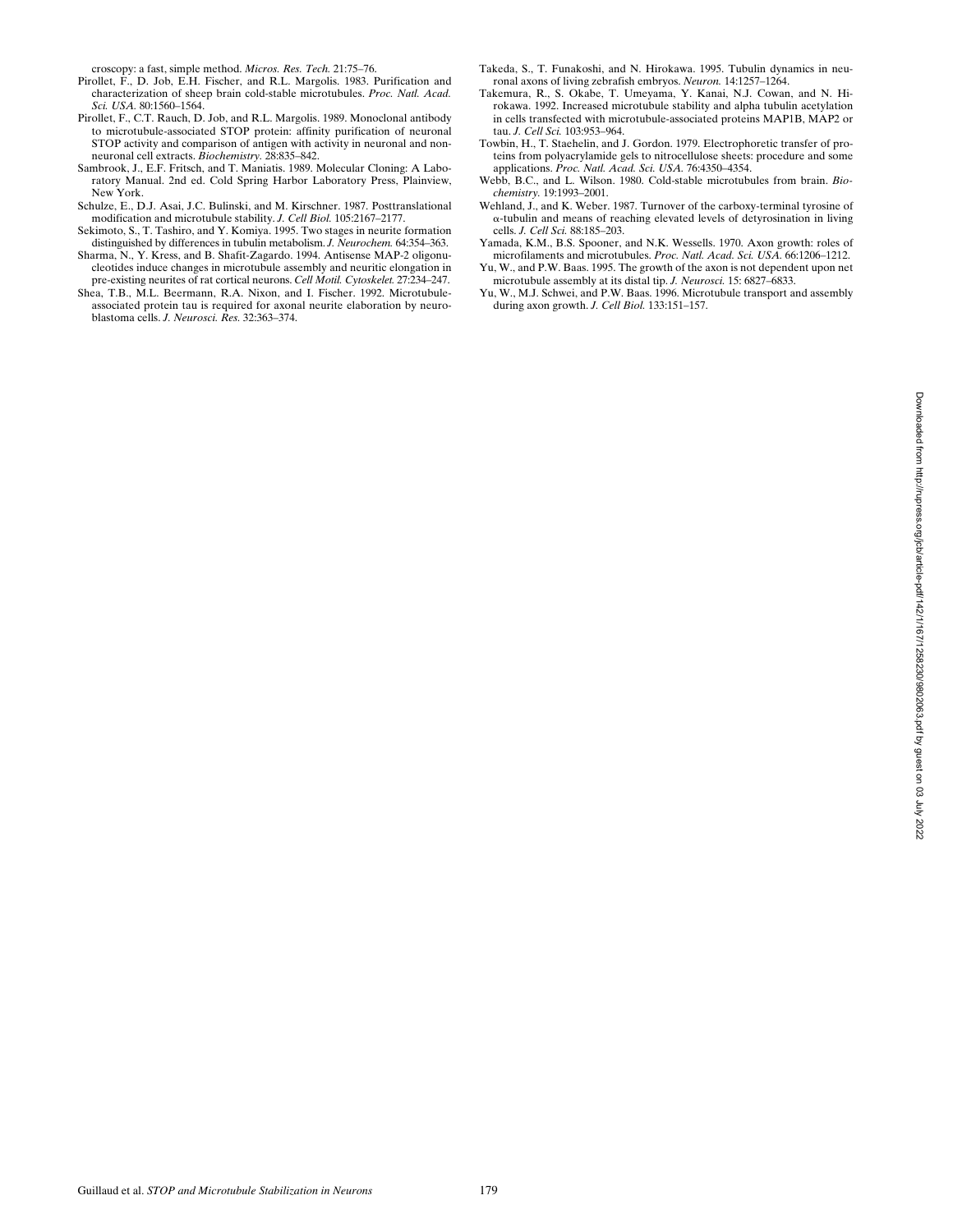croscopy: a fast, simple method. *Micros. Res. Tech.* 21:75–76.

Pirollet, F., D. Job, E.H. Fischer, and R.L. Margolis. 1983. Purification and characterization of sheep brain cold-stable microtubules. *Proc. Natl. Acad. Sci. USA.* 80:1560–1564.

Pirollet, F., C.T. Rauch, D. Job, and R.L. Margolis. 1989. Monoclonal antibody to microtubule-associated STOP protein: affinity purification of neuronal STOP activity and comparison of antigen with activity in neuronal and nonneuronal cell extracts. *Biochemistry.* 28:835–842.

Sambrook, J., E.F. Fritsch, and T. Maniatis. 1989. Molecular Cloning: A Laboratory Manual. 2nd ed. Cold Spring Harbor Laboratory Press, Plainview, New York.

Schulze, E., D.J. Asai, J.C. Bulinski, and M. Kirschner. 1987. Posttranslational modification and microtubule stability. *J. Cell Biol.* 105:2167–2177.

Sekimoto, S., T. Tashiro, and Y. Komiya. 1995. Two stages in neurite formation distinguished by differences in tubulin metabolism. *J. Neurochem.* 64:354–363.

Sharma, N., Y. Kress, and B. Shafit-Zagardo. 1994. Antisense MAP-2 oligonucleotides induce changes in microtubule assembly and neuritic elongation in pre-existing neurites of rat cortical neurons. *Cell Motil. Cytoskelet.* 27:234–247.

Shea, T.B., M.L. Beermann, R.A. Nixon, and I. Fischer. 1992. Microtubule-associated protein tau is required for axonal neurite elaboration by neuroblastoma cells. *J. Neurosci. Res.* 32:363–374.

Takeda, S., T. Funakoshi, and N. Hirokawa. 1995. Tubulin dynamics in neuronal axons of living zebrafish embryos. *Neuron.* 14:1257–1264.

Takemura, R., S. Okabe, T. Umeyama, Y. Kanai, N.J. Cowan, and N. Hirokawa. 1992. Increased microtubule stability and alpha tubulin acetylation in cells transfected with microtubule-associated proteins MAP1B, MAP2 or tau. *J. Cell Sci.* 103:953–964.

Towbin, H., T. Staehelin, and J. Gordon. 1979. Electrophoretic transfer of proteins from polyacrylamide gels to nitrocellulose sheets: procedure and some applications. *Proc. Natl. Acad. Sci. USA.* 76:4350–4354.

Webb, B.C., and L. Wilson. 1980. Cold-stable microtubules from brain. *Biochemistry.* 19:1993–2001.

Wehland, J., and K. Weber. 1987. Turnover of the carboxy-terminal tyrosine of α-tubulin and means of reaching elevated levels of detyrosination in living cells. *J. Cell Sci.* 88:185–203.

Yamada, K.M., B.S. Spooner, and N.K. Wessells. 1970. Axon growth: roles of microfilaments and microtubules. *Proc. Natl. Acad. Sci. USA.* 66:1206–1212.

Yu, W., and P.W. Baas. 1995. The growth of the axon is not dependent upon net microtubule assembly at its distal tip. *J. Neurosci.* 15: 6827–6833.

Yu, W., M.J. Schwei, and P.W. Baas. 1996. Microtubule transport and assembly during axon growth. *J. Cell Biol.* 133:151–157.